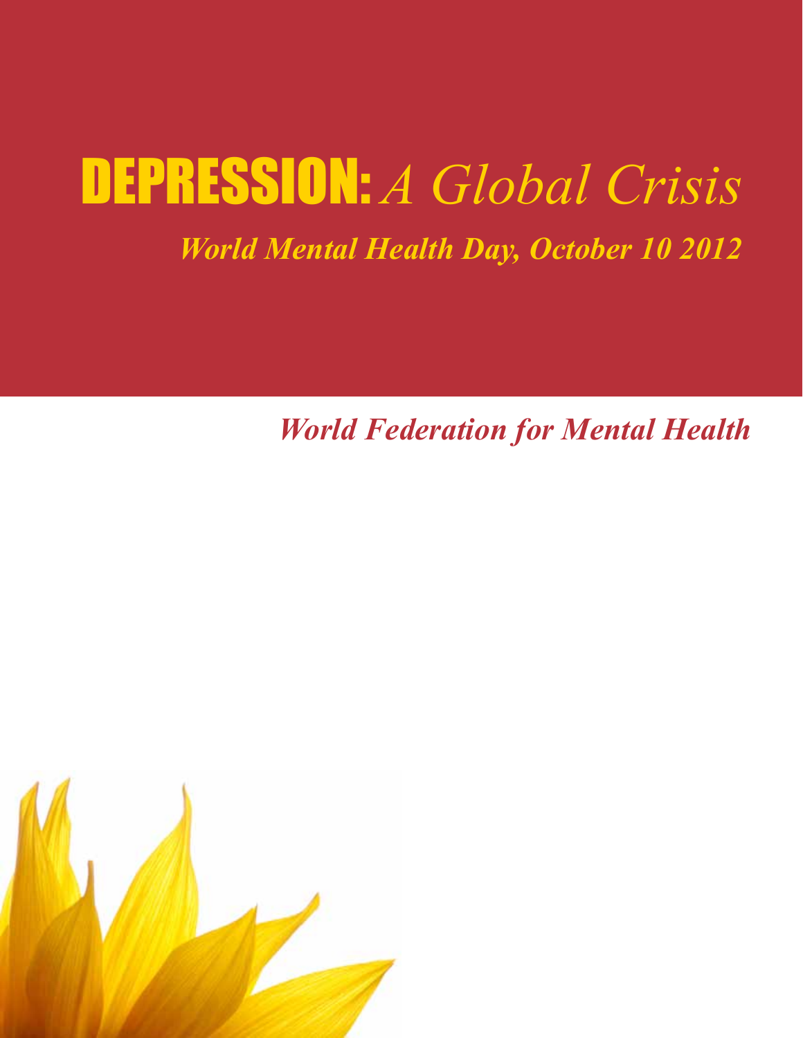# DEPRESSION: *A Global Crisis*

***World Mental Health Day, October 10 2012***

***World Federation for Mental Health***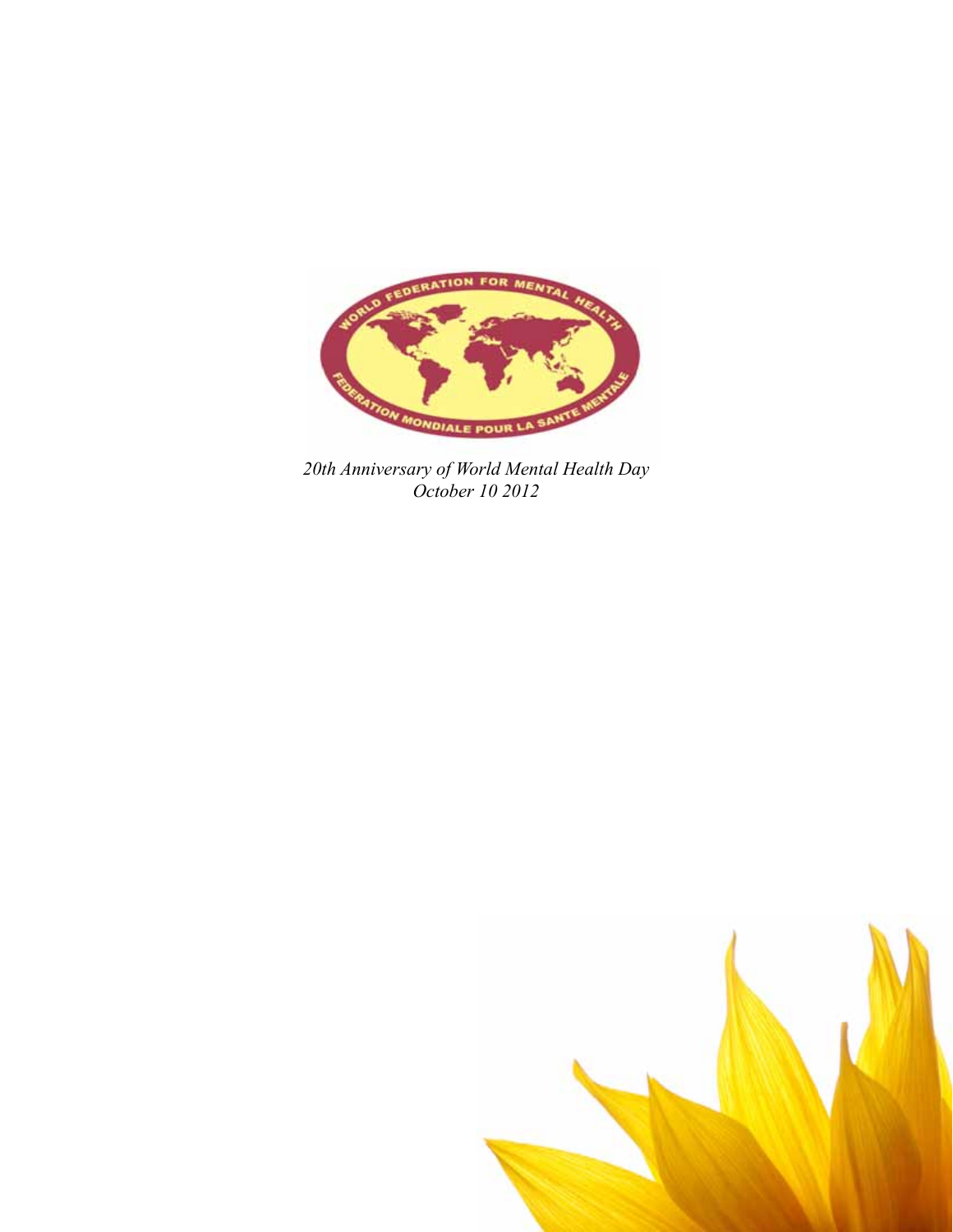*20th Anniversary of World Mental Health Day*
*October 10 2012*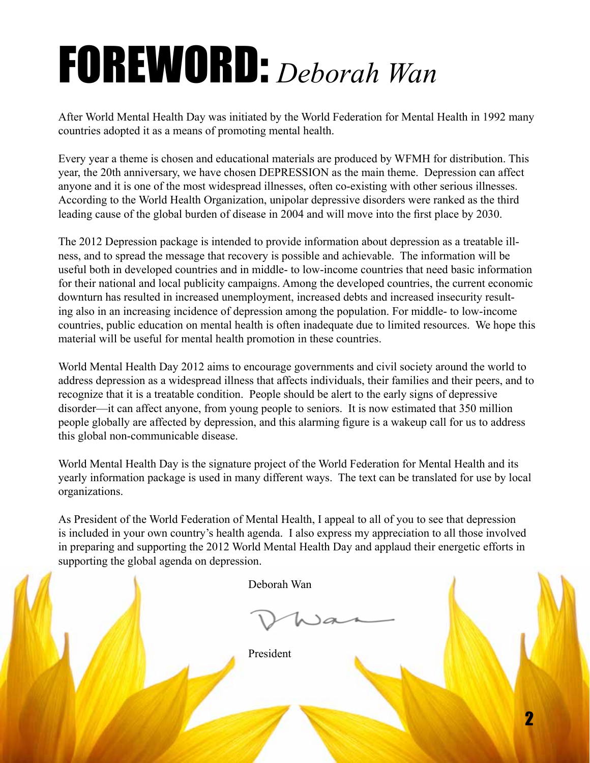# FOREWORD: *Deborah Wan*

After World Mental Health Day was initiated by the World Federation for Mental Health in 1992 many countries adopted it as a means of promoting mental health.

Every year a theme is chosen and educational materials are produced by WFMH for distribution. This year, the 20th anniversary, we have chosen DEPRESSION as the main theme. Depression can affect anyone and it is one of the most widespread illnesses, often co-existing with other serious illnesses. According to the World Health Organization, unipolar depressive disorders were ranked as the third leading cause of the global burden of disease in 2004 and will move into the first place by 2030.

The 2012 Depression package is intended to provide information about depression as a treatable illness, and to spread the message that recovery is possible and achievable. The information will be useful both in developed countries and in middle- to low-income countries that need basic information for their national and local publicity campaigns. Among the developed countries, the current economic downturn has resulted in increased unemployment, increased debts and increased insecurity resulting also in an increasing incidence of depression among the population. For middle- to low-income countries, public education on mental health is often inadequate due to limited resources. We hope this material will be useful for mental health promotion in these countries.

World Mental Health Day 2012 aims to encourage governments and civil society around the world to address depression as a widespread illness that affects individuals, their families and their peers, and to recognize that it is a treatable condition. People should be alert to the early signs of depressive disorder—it can affect anyone, from young people to seniors. It is now estimated that 350 million people globally are affected by depression, and this alarming figure is a wakeup call for us to address this global non-communicable disease.

World Mental Health Day is the signature project of the World Federation for Mental Health and its yearly information package is used in many different ways. The text can be translated for use by local organizations.

As President of the World Federation of Mental Health, I appeal to all of you to see that depression is included in your own country's health agenda. I also express my appreciation to all those involved in preparing and supporting the 2012 World Mental Health Day and applaud their energetic efforts in supporting the global agenda on depression.

Deborah Wan

President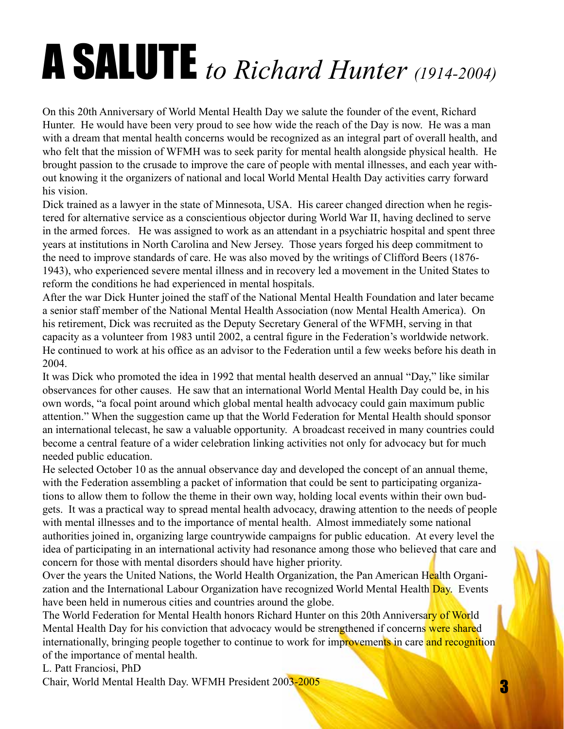# A SALUTE *to Richard Hunter (1914-2004)*

On this 20th Anniversary of World Mental Health Day we salute the founder of the event, Richard Hunter. He would have been very proud to see how wide the reach of the Day is now. He was a man with a dream that mental health concerns would be recognized as an integral part of overall health, and who felt that the mission of WFMH was to seek parity for mental health alongside physical health. He brought passion to the crusade to improve the care of people with mental illnesses, and each year without knowing it the organizers of national and local World Mental Health Day activities carry forward his vision.

Dick trained as a lawyer in the state of Minnesota, USA. His career changed direction when he registered for alternative service as a conscientious objector during World War II, having declined to serve in the armed forces. He was assigned to work as an attendant in a psychiatric hospital and spent three years at institutions in North Carolina and New Jersey. Those years forged his deep commitment to the need to improve standards of care. He was also moved by the writings of Clifford Beers (1876-1943), who experienced severe mental illness and in recovery led a movement in the United States to reform the conditions he had experienced in mental hospitals.

After the war Dick Hunter joined the staff of the National Mental Health Foundation and later became a senior staff member of the National Mental Health Association (now Mental Health America). On his retirement, Dick was recruited as the Deputy Secretary General of the WFMH, serving in that capacity as a volunteer from 1983 until 2002, a central figure in the Federation's worldwide network. He continued to work at his office as an advisor to the Federation until a few weeks before his death in 2004.

It was Dick who promoted the idea in 1992 that mental health deserved an annual "Day," like similar observances for other causes. He saw that an international World Mental Health Day could be, in his own words, "a focal point around which global mental health advocacy could gain maximum public attention." When the suggestion came up that the World Federation for Mental Health should sponsor an international telecast, he saw a valuable opportunity. A broadcast received in many countries could become a central feature of a wider celebration linking activities not only for advocacy but for much needed public education.

He selected October 10 as the annual observance day and developed the concept of an annual theme, with the Federation assembling a packet of information that could be sent to participating organizations to allow them to follow the theme in their own way, holding local events within their own budgets. It was a practical way to spread mental health advocacy, drawing attention to the needs of people with mental illnesses and to the importance of mental health. Almost immediately some national authorities joined in, organizing large countrywide campaigns for public education. At every level the idea of participating in an international activity had resonance among those who believed that care and concern for those with mental disorders should have higher priority.

Over the years the United Nations, the World Health Organization, the Pan American Health Organization and the International Labour Organization have recognized World Mental Health Day. Events have been held in numerous cities and countries around the globe.

The World Federation for Mental Health honors Richard Hunter on this 20th Anniversary of World Mental Health Day for his conviction that advocacy would be strengthened if concerns were shared internationally, bringing people together to continue to work for improvements in care and recognition of the importance of mental health.

L. Patt Franciosi, PhD
Chair, World Mental Health Day. WFMH President 2003-2005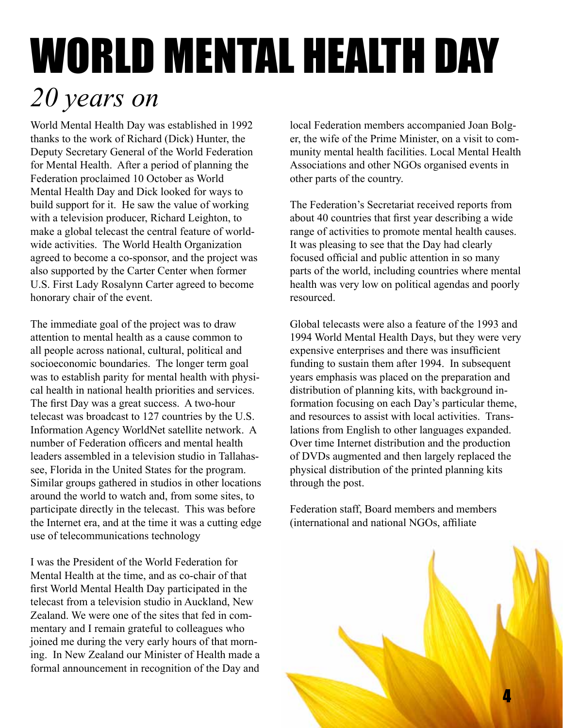# WORLD MENTAL HEALTH DAY

## *20 years on*

World Mental Health Day was established in 1992 thanks to the work of Richard (Dick) Hunter, the Deputy Secretary General of the World Federation for Mental Health. After a period of planning the Federation proclaimed 10 October as World Mental Health Day and Dick looked for ways to build support for it. He saw the value of working with a television producer, Richard Leighton, to make a global telecast the central feature of worldwide activities. The World Health Organization agreed to become a co-sponsor, and the project was also supported by the Carter Center when former U.S. First Lady Rosalynn Carter agreed to become honorary chair of the event.

The immediate goal of the project was to draw attention to mental health as a cause common to all people across national, cultural, political and socioeconomic boundaries. The longer term goal was to establish parity for mental health with physical health in national health priorities and services. The first Day was a great success. A two-hour telecast was broadcast to 127 countries by the U.S. Information Agency WorldNet satellite network. A number of Federation officers and mental health leaders assembled in a television studio in Tallahassee, Florida in the United States for the program. Similar groups gathered in studios in other locations around the world to watch and, from some sites, to participate directly in the telecast. This was before the Internet era, and at the time it was a cutting edge use of telecommunications technology

I was the President of the World Federation for Mental Health at the time, and as co-chair of that first World Mental Health Day participated in the telecast from a television studio in Auckland, New Zealand. We were one of the sites that fed in commentary and I remain grateful to colleagues who joined me during the very early hours of that morning. In New Zealand our Minister of Health made a formal announcement in recognition of the Day and local Federation members accompanied Joan Bolger, the wife of the Prime Minister, on a visit to community mental health facilities. Local Mental Health Associations and other NGOs organised events in other parts of the country.

The Federation's Secretariat received reports from about 40 countries that first year describing a wide range of activities to promote mental health causes. It was pleasing to see that the Day had clearly focused official and public attention in so many parts of the world, including countries where mental health was very low on political agendas and poorly resourced.

Global telecasts were also a feature of the 1993 and 1994 World Mental Health Days, but they were very expensive enterprises and there was insufficient funding to sustain them after 1994. In subsequent years emphasis was placed on the preparation and distribution of planning kits, with background information focusing on each Day's particular theme, and resources to assist with local activities. Translations from English to other languages expanded. Over time Internet distribution and the production of DVDs augmented and then largely replaced the physical distribution of the printed planning kits through the post.

Federation staff, Board members and members (international and national NGOs, affiliate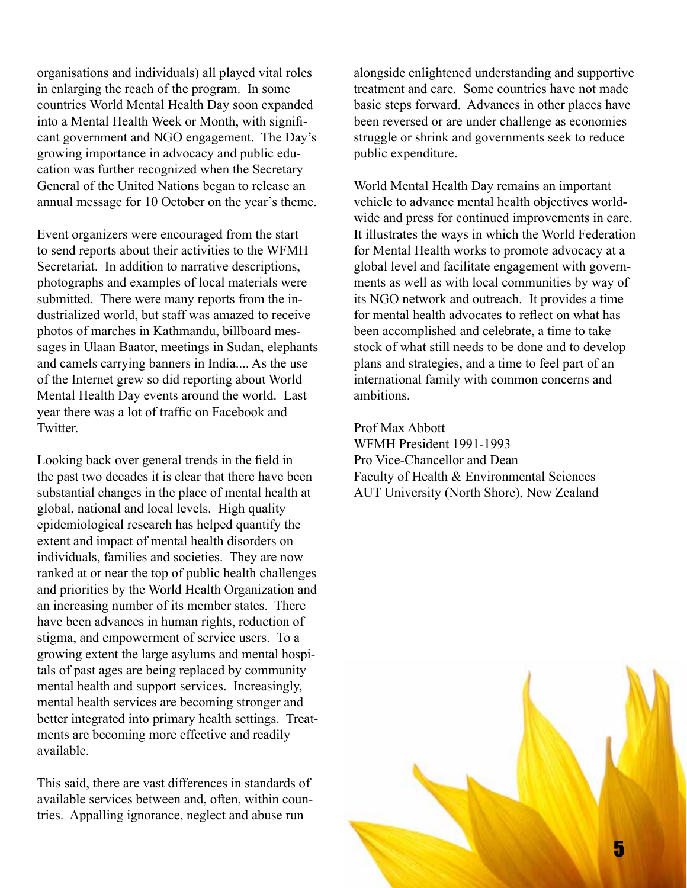organisations and individuals) all played vital roles in enlarging the reach of the program. In some countries World Mental Health Day soon expanded into a Mental Health Week or Month, with significant government and NGO engagement. The Day's growing importance in advocacy and public education was further recognized when the Secretary General of the United Nations began to release an annual message for 10 October on the year's theme.

Event organizers were encouraged from the start to send reports about their activities to the WFMH Secretariat. In addition to narrative descriptions, photographs and examples of local materials were submitted. There were many reports from the industrialized world, but staff was amazed to receive photos of marches in Kathmandu, billboard messages in Ulaan Baator, meetings in Sudan, elephants and camels carrying banners in India.... As the use of the Internet grew so did reporting about World Mental Health Day events around the world. Last year there was a lot of traffic on Facebook and Twitter.

Looking back over general trends in the field in the past two decades it is clear that there have been substantial changes in the place of mental health at global, national and local levels. High quality epidemiological research has helped quantify the extent and impact of mental health disorders on individuals, families and societies. They are now ranked at or near the top of public health challenges and priorities by the World Health Organization and an increasing number of its member states. There have been advances in human rights, reduction of stigma, and empowerment of service users. To a growing extent the large asylums and mental hospitals of past ages are being replaced by community mental health and support services. Increasingly, mental health services are becoming stronger and better integrated into primary health settings. Treatments are becoming more effective and readily available.

This said, there are vast differences in standards of available services between and, often, within countries. Appalling ignorance, neglect and abuse run alongside enlightened understanding and supportive treatment and care. Some countries have not made basic steps forward. Advances in other places have been reversed or are under challenge as economies struggle or shrink and governments seek to reduce public expenditure.

World Mental Health Day remains an important vehicle to advance mental health objectives worldwide and press for continued improvements in care. It illustrates the ways in which the World Federation for Mental Health works to promote advocacy at a global level and facilitate engagement with governments as well as with local communities by way of its NGO network and outreach. It provides a time for mental health advocates to reflect on what has been accomplished and celebrate, a time to take stock of what still needs to be done and to develop plans and strategies, and a time to feel part of an international family with common concerns and ambitions.

Prof Max Abbott
WFMH President 1991-1993
Pro Vice-Chancellor and Dean
Faculty of Health & Environmental Sciences
AUT University (North Shore), New Zealand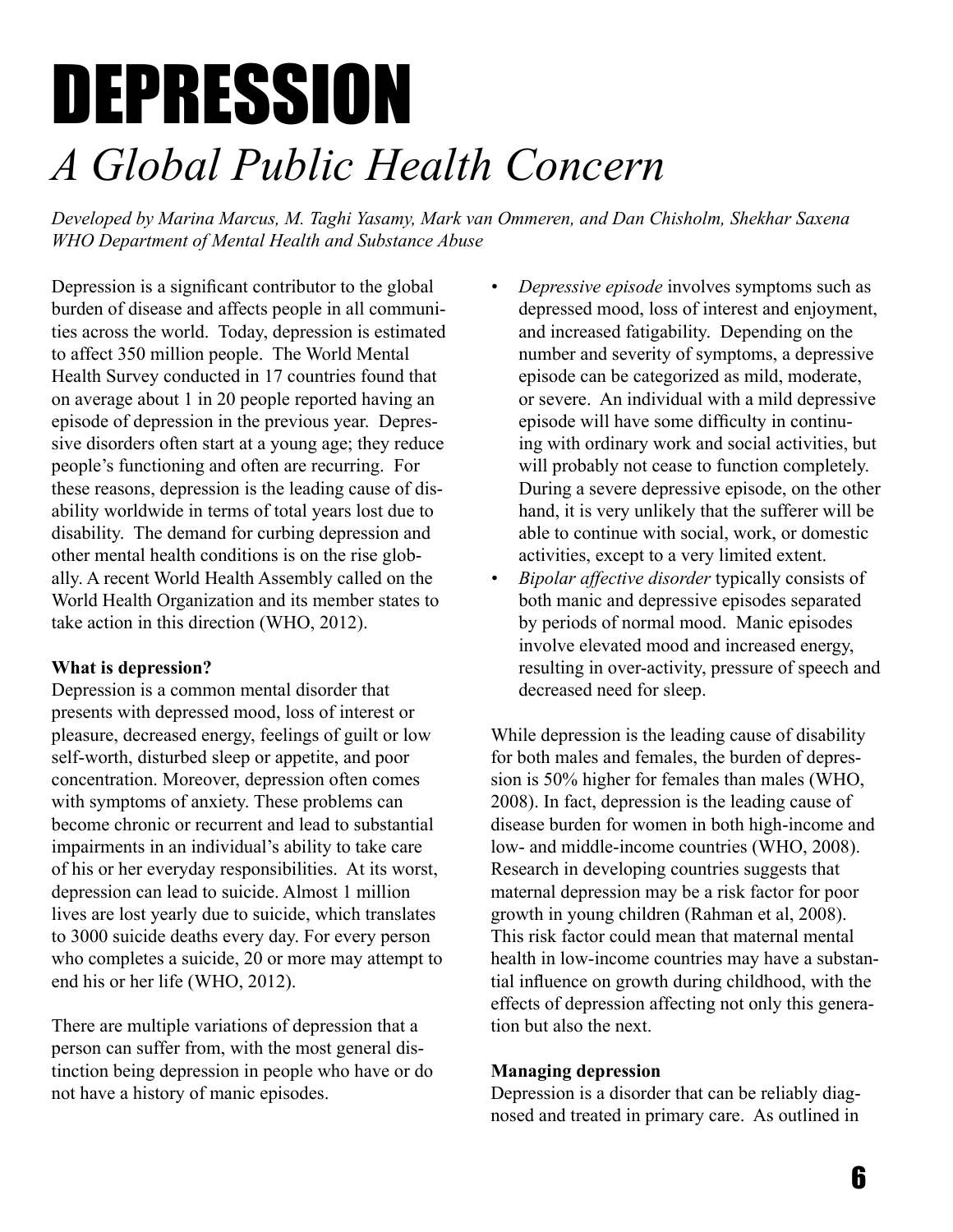# DEPRESSION

## *A Global Public Health Concern*

*Developed by Marina Marcus, M. Taghi Yasamy, Mark van Ommeren, and Dan Chisholm, Shekhar Saxena WHO Department of Mental Health and Substance Abuse*

Depression is a significant contributor to the global burden of disease and affects people in all communities across the world. Today, depression is estimated to affect 350 million people. The World Mental Health Survey conducted in 17 countries found that on average about 1 in 20 people reported having an episode of depression in the previous year. Depressive disorders often start at a young age; they reduce people's functioning and often are recurring. For these reasons, depression is the leading cause of disability worldwide in terms of total years lost due to disability. The demand for curbing depression and other mental health conditions is on the rise globally. A recent World Health Assembly called on the World Health Organization and its member states to take action in this direction (WHO, 2012).

**What is depression?**

Depression is a common mental disorder that presents with depressed mood, loss of interest or pleasure, decreased energy, feelings of guilt or low self-worth, disturbed sleep or appetite, and poor concentration. Moreover, depression often comes with symptoms of anxiety. These problems can become chronic or recurrent and lead to substantial impairments in an individual's ability to take care of his or her everyday responsibilities. At its worst, depression can lead to suicide. Almost 1 million lives are lost yearly due to suicide, which translates to 3000 suicide deaths every day. For every person who completes a suicide, 20 or more may attempt to end his or her life (WHO, 2012).

There are multiple variations of depression that a person can suffer from, with the most general distinction being depression in people who have or do not have a history of manic episodes.

- *Depressive episode* involves symptoms such as depressed mood, loss of interest and enjoyment, and increased fatigability. Depending on the number and severity of symptoms, a depressive episode can be categorized as mild, moderate, or severe. An individual with a mild depressive episode will have some difficulty in continuing with ordinary work and social activities, but will probably not cease to function completely. During a severe depressive episode, on the other hand, it is very unlikely that the sufferer will be able to continue with social, work, or domestic activities, except to a very limited extent.
- *Bipolar affective disorder* typically consists of both manic and depressive episodes separated by periods of normal mood. Manic episodes involve elevated mood and increased energy, resulting in over-activity, pressure of speech and decreased need for sleep.

While depression is the leading cause of disability for both males and females, the burden of depression is 50% higher for females than males (WHO, 2008). In fact, depression is the leading cause of disease burden for women in both high-income and low- and middle-income countries (WHO, 2008). Research in developing countries suggests that maternal depression may be a risk factor for poor growth in young children (Rahman et al, 2008). This risk factor could mean that maternal mental health in low-income countries may have a substantial influence on growth during childhood, with the effects of depression affecting not only this generation but also the next.

**Managing depression**

Depression is a disorder that can be reliably diagnosed and treated in primary care. As outlined in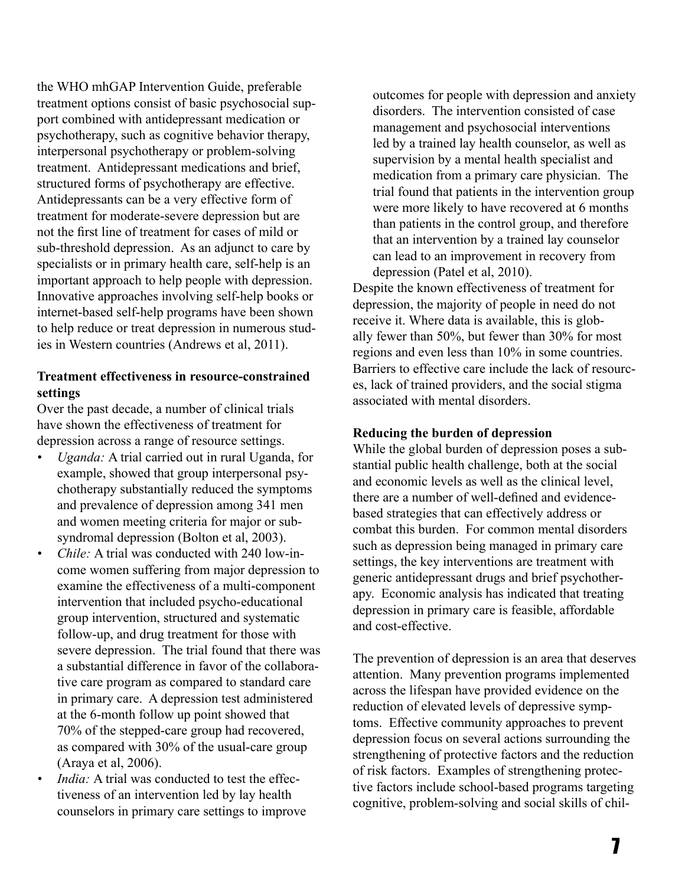the WHO mhGAP Intervention Guide, preferable treatment options consist of basic psychosocial support combined with antidepressant medication or psychotherapy, such as cognitive behavior therapy, interpersonal psychotherapy or problem-solving treatment. Antidepressant medications and brief, structured forms of psychotherapy are effective. Antidepressants can be a very effective form of treatment for moderate-severe depression but are not the first line of treatment for cases of mild or sub-threshold depression. As an adjunct to care by specialists or in primary health care, self-help is an important approach to help people with depression. Innovative approaches involving self-help books or internet-based self-help programs have been shown to help reduce or treat depression in numerous studies in Western countries (Andrews et al, 2011).

**Treatment effectiveness in resource-constrained settings**

Over the past decade, a number of clinical trials have shown the effectiveness of treatment for depression across a range of resource settings.

- *Uganda:* A trial carried out in rural Uganda, for example, showed that group interpersonal psychotherapy substantially reduced the symptoms and prevalence of depression among 341 men and women meeting criteria for major or sub-syndromal depression (Bolton et al, 2003).
- *Chile:* A trial was conducted with 240 low-income women suffering from major depression to examine the effectiveness of a multi-component intervention that included psycho-educational group intervention, structured and systematic follow-up, and drug treatment for those with severe depression. The trial found that there was a substantial difference in favor of the collaborative care program as compared to standard care in primary care. A depression test administered at the 6-month follow up point showed that 70% of the stepped-care group had recovered, as compared with 30% of the usual-care group (Araya et al, 2006).
- *India:* A trial was conducted to test the effectiveness of an intervention led by lay health counselors in primary care settings to improve outcomes for people with depression and anxiety disorders. The intervention consisted of case management and psychosocial interventions led by a trained lay health counselor, as well as supervision by a mental health specialist and medication from a primary care physician. The trial found that patients in the intervention group were more likely to have recovered at 6 months than patients in the control group, and therefore that an intervention by a trained lay counselor can lead to an improvement in recovery from depression (Patel et al, 2010).

Despite the known effectiveness of treatment for depression, the majority of people in need do not receive it. Where data is available, this is globally fewer than 50%, but fewer than 30% for most regions and even less than 10% in some countries. Barriers to effective care include the lack of resources, lack of trained providers, and the social stigma associated with mental disorders.

**Reducing the burden of depression**

While the global burden of depression poses a substantial public health challenge, both at the social and economic levels as well as the clinical level, there are a number of well-defined and evidence-based strategies that can effectively address or combat this burden. For common mental disorders such as depression being managed in primary care settings, the key interventions are treatment with generic antidepressant drugs and brief psychotherapy. Economic analysis has indicated that treating depression in primary care is feasible, affordable and cost-effective.

The prevention of depression is an area that deserves attention. Many prevention programs implemented across the lifespan have provided evidence on the reduction of elevated levels of depressive symptoms. Effective community approaches to prevent depression focus on several actions surrounding the strengthening of protective factors and the reduction of risk factors. Examples of strengthening protective factors include school-based programs targeting cognitive, problem-solving and social skills of chil-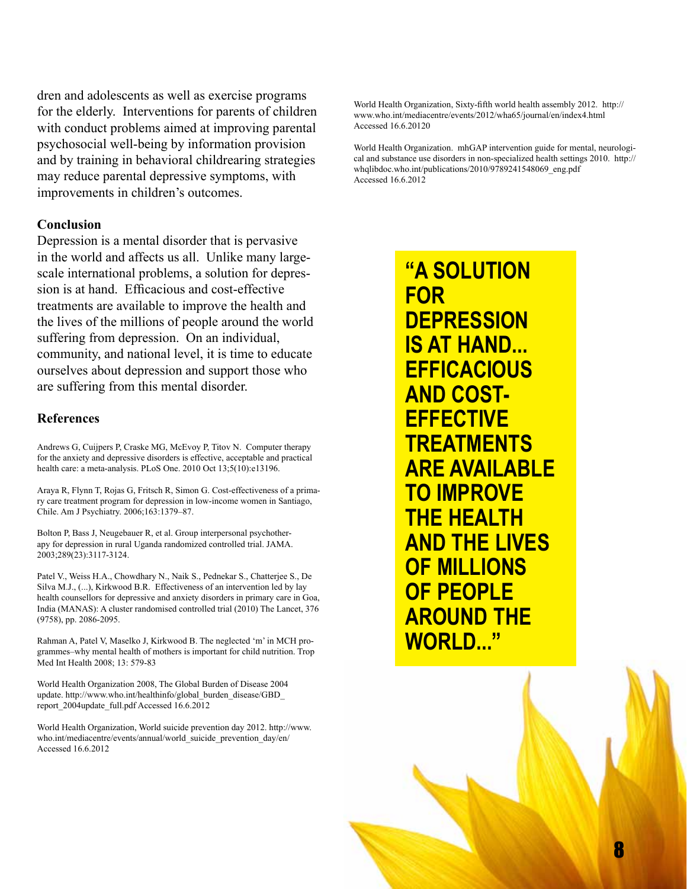dren and adolescents as well as exercise programs for the elderly. Interventions for parents of children with conduct problems aimed at improving parental psychosocial well-being by information provision and by training in behavioral childrearing strategies may reduce parental depressive symptoms, with improvements in children's outcomes.

### Conclusion

Depression is a mental disorder that is pervasive in the world and affects us all. Unlike many large-scale international problems, a solution for depression is at hand. Efficacious and cost-effective treatments are available to improve the health and the lives of the millions of people around the world suffering from depression. On an individual, community, and national level, it is time to educate ourselves about depression and support those who are suffering from this mental disorder.

### References

Andrews G, Cuijpers P, Craske MG, McEvoy P, Titov N. Computer therapy for the anxiety and depressive disorders is effective, acceptable and practical health care: a meta-analysis. PLoS One. 2010 Oct 13;5(10):e13196.

Araya R, Flynn T, Rojas G, Fritsch R, Simon G. Cost-effectiveness of a primary care treatment program for depression in low-income women in Santiago, Chile. Am J Psychiatry. 2006;163:1379–87.

Bolton P, Bass J, Neugebauer R, et al. Group interpersonal psychotherapy for depression in rural Uganda randomized controlled trial. JAMA. 2003;289(23):3117-3124.

Patel V., Weiss H.A., Chowdhary N., Naik S., Pednekar S., Chatterjee S., De Silva M.J., (...), Kirkwood B.R. Effectiveness of an intervention led by lay health counsellors for depressive and anxiety disorders in primary care in Goa, India (MANAS): A cluster randomised controlled trial (2010) The Lancet, 376 (9758), pp. 2086-2095.

Rahman A, Patel V, Maselko J, Kirkwood B. The neglected 'm' in MCH programmes–why mental health of mothers is important for child nutrition. Trop Med Int Health 2008; 13: 579-83

World Health Organization 2008, The Global Burden of Disease 2004 update. http://www.who.int/healthinfo/global_burden_disease/GBD_report_2004update_full.pdf Accessed 16.6.2012

World Health Organization, World suicide prevention day 2012. http://www.who.int/mediacentre/events/annual/world_suicide_prevention_day/en/ Accessed 16.6.2012

World Health Organization, Sixty-fifth world health assembly 2012. http://www.who.int/mediacentre/events/2012/wha65/journal/en/index4.html Accessed 16.6.20120

World Health Organization. mhGAP intervention guide for mental, neurological and substance use disorders in non-specialized health settings 2010. http://whqlibdoc.who.int/publications/2010/9789241548069_eng.pdf Accessed 16.6.2012

**"A SOLUTION FOR DEPRESSION IS AT HAND... EFFICACIOUS AND COST-EFFECTIVE TREATMENTS ARE AVAILABLE TO IMPROVE THE HEALTH AND THE LIVES OF MILLIONS OF PEOPLE AROUND THE WORLD..."**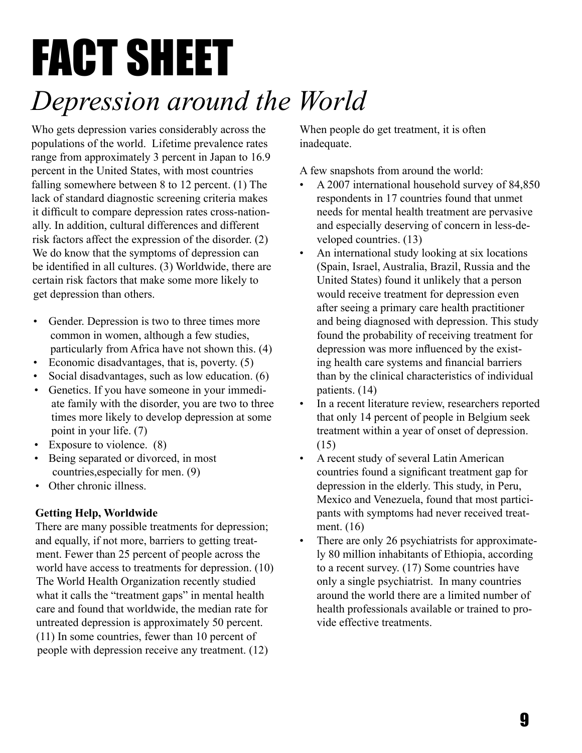# FACT SHEET

## *Depression around the World*

Who gets depression varies considerably across the populations of the world. Lifetime prevalence rates range from approximately 3 percent in Japan to 16.9 percent in the United States, with most countries falling somewhere between 8 to 12 percent. (1) The lack of standard diagnostic screening criteria makes it difficult to compare depression rates cross-nationally. In addition, cultural differences and different risk factors affect the expression of the disorder. (2) We do know that the symptoms of depression can be identified in all cultures. (3) Worldwide, there are certain risk factors that make some more likely to get depression than others.

- Gender. Depression is two to three times more common in women, although a few studies, particularly from Africa have not shown this. (4)
- Economic disadvantages, that is, poverty. (5)
- Social disadvantages, such as low education. (6)
- Genetics. If you have someone in your immediate family with the disorder, you are two to three times more likely to develop depression at some point in your life. (7)
- Exposure to violence. (8)
- Being separated or divorced, in most countries,especially for men. (9)
- Other chronic illness.

**Getting Help, Worldwide**

There are many possible treatments for depression; and equally, if not more, barriers to getting treatment. Fewer than 25 percent of people across the world have access to treatments for depression. (10) The World Health Organization recently studied what it calls the "treatment gaps" in mental health care and found that worldwide, the median rate for untreated depression is approximately 50 percent. (11) In some countries, fewer than 10 percent of people with depression receive any treatment. (12) When people do get treatment, it is often inadequate.

A few snapshots from around the world:

- A 2007 international household survey of 84,850 respondents in 17 countries found that unmet needs for mental health treatment are pervasive and especially deserving of concern in less-developed countries. (13)
- An international study looking at six locations (Spain, Israel, Australia, Brazil, Russia and the United States) found it unlikely that a person would receive treatment for depression even after seeing a primary care health practitioner and being diagnosed with depression. This study found the probability of receiving treatment for depression was more influenced by the existing health care systems and financial barriers than by the clinical characteristics of individual patients. (14)
- In a recent literature review, researchers reported that only 14 percent of people in Belgium seek treatment within a year of onset of depression. (15)
- A recent study of several Latin American countries found a significant treatment gap for depression in the elderly. This study, in Peru, Mexico and Venezuela, found that most participants with symptoms had never received treatment. (16)
- There are only 26 psychiatrists for approximately 80 million inhabitants of Ethiopia, according to a recent survey. (17) Some countries have only a single psychiatrist. In many countries around the world there are a limited number of health professionals available or trained to provide effective treatments.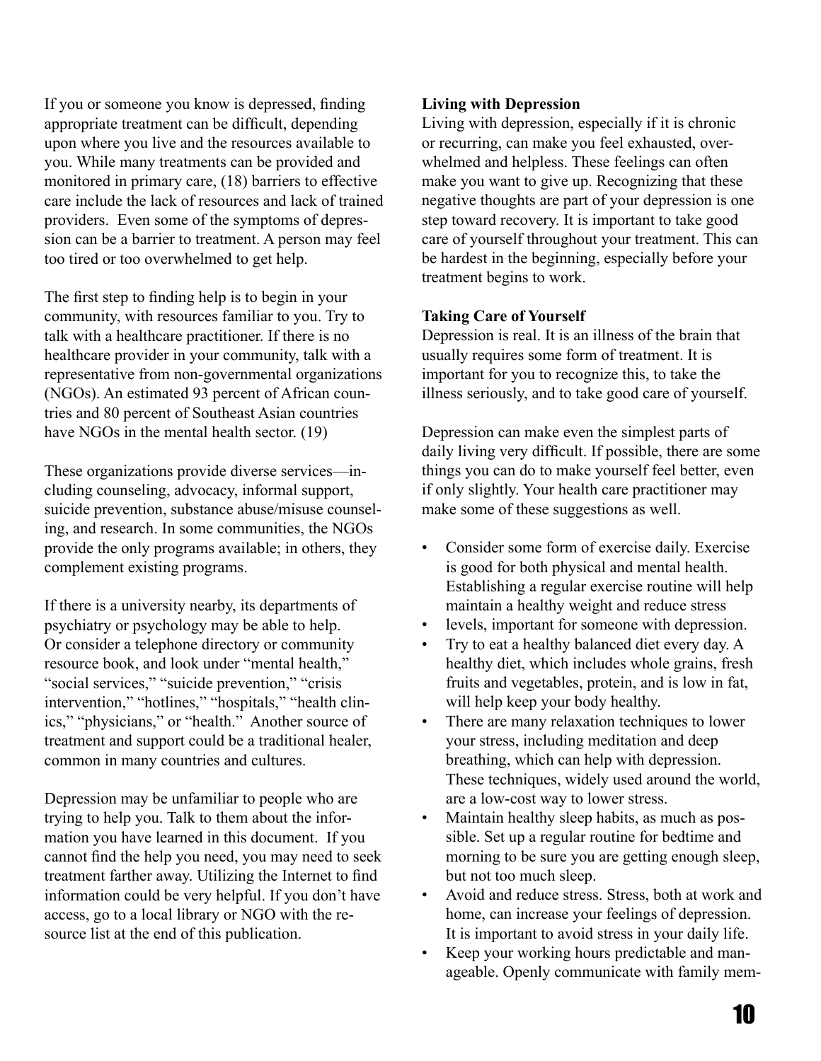If you or someone you know is depressed, finding appropriate treatment can be difficult, depending upon where you live and the resources available to you. While many treatments can be provided and monitored in primary care, (18) barriers to effective care include the lack of resources and lack of trained providers. Even some of the symptoms of depression can be a barrier to treatment. A person may feel too tired or too overwhelmed to get help.

The first step to finding help is to begin in your community, with resources familiar to you. Try to talk with a healthcare practitioner. If there is no healthcare provider in your community, talk with a representative from non-governmental organizations (NGOs). An estimated 93 percent of African countries and 80 percent of Southeast Asian countries have NGOs in the mental health sector. (19)

These organizations provide diverse services—including counseling, advocacy, informal support, suicide prevention, substance abuse/misuse counseling, and research. In some communities, the NGOs provide the only programs available; in others, they complement existing programs.

If there is a university nearby, its departments of psychiatry or psychology may be able to help. Or consider a telephone directory or community resource book, and look under "mental health," "social services," "suicide prevention," "crisis intervention," "hotlines," "hospitals," "health clinics," "physicians," or "health." Another source of treatment and support could be a traditional healer, common in many countries and cultures.

Depression may be unfamiliar to people who are trying to help you. Talk to them about the information you have learned in this document. If you cannot find the help you need, you may need to seek treatment farther away. Utilizing the Internet to find information could be very helpful. If you don't have access, go to a local library or NGO with the resource list at the end of this publication.

**Living with Depression**

Living with depression, especially if it is chronic or recurring, can make you feel exhausted, overwhelmed and helpless. These feelings can often make you want to give up. Recognizing that these negative thoughts are part of your depression is one step toward recovery. It is important to take good care of yourself throughout your treatment. This can be hardest in the beginning, especially before your treatment begins to work.

**Taking Care of Yourself**

Depression is real. It is an illness of the brain that usually requires some form of treatment. It is important for you to recognize this, to take the illness seriously, and to take good care of yourself.

Depression can make even the simplest parts of daily living very difficult. If possible, there are some things you can do to make yourself feel better, even if only slightly. Your health care practitioner may make some of these suggestions as well.

- Consider some form of exercise daily. Exercise is good for both physical and mental health. Establishing a regular exercise routine will help maintain a healthy weight and reduce stress
- levels, important for someone with depression.
- Try to eat a healthy balanced diet every day. A healthy diet, which includes whole grains, fresh fruits and vegetables, protein, and is low in fat, will help keep your body healthy.
- There are many relaxation techniques to lower your stress, including meditation and deep breathing, which can help with depression. These techniques, widely used around the world, are a low-cost way to lower stress.
- Maintain healthy sleep habits, as much as possible. Set up a regular routine for bedtime and morning to be sure you are getting enough sleep, but not too much sleep.
- Avoid and reduce stress. Stress, both at work and home, can increase your feelings of depression. It is important to avoid stress in your daily life.
- Keep your working hours predictable and manageable. Openly communicate with family mem-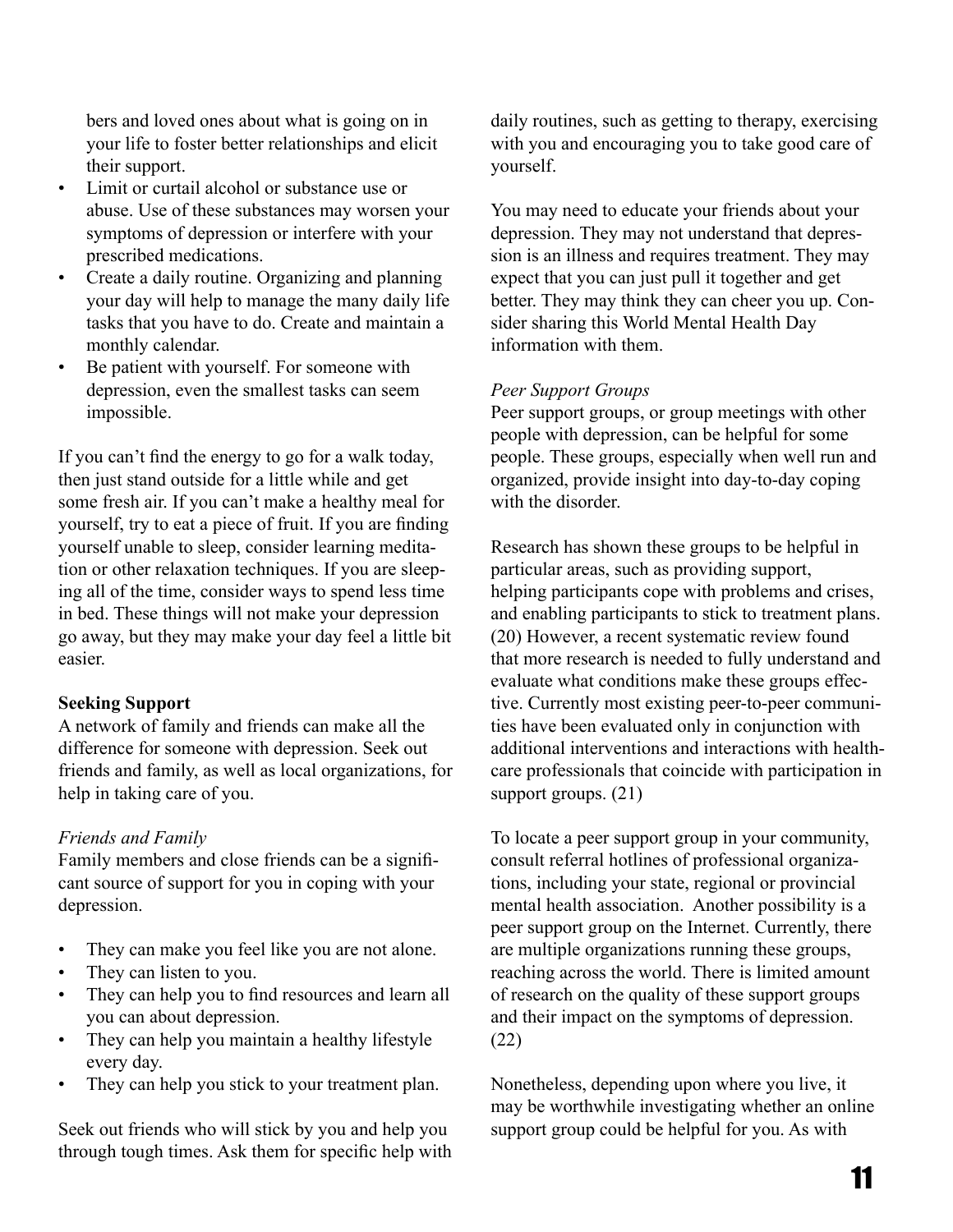bers and loved ones about what is going on in your life to foster better relationships and elicit their support.

- Limit or curtail alcohol or substance use or abuse. Use of these substances may worsen your symptoms of depression or interfere with your prescribed medications.
- Create a daily routine. Organizing and planning your day will help to manage the many daily life tasks that you have to do. Create and maintain a monthly calendar.
- Be patient with yourself. For someone with depression, even the smallest tasks can seem impossible.

If you can't find the energy to go for a walk today, then just stand outside for a little while and get some fresh air. If you can't make a healthy meal for yourself, try to eat a piece of fruit. If you are finding yourself unable to sleep, consider learning meditation or other relaxation techniques. If you are sleeping all of the time, consider ways to spend less time in bed. These things will not make your depression go away, but they may make your day feel a little bit easier.

**Seeking Support**

A network of family and friends can make all the difference for someone with depression. Seek out friends and family, as well as local organizations, for help in taking care of you.

*Friends and Family*

Family members and close friends can be a significant source of support for you in coping with your depression.

- They can make you feel like you are not alone.
- They can listen to you.
- They can help you to find resources and learn all you can about depression.
- They can help you maintain a healthy lifestyle every day.
- They can help you stick to your treatment plan.

Seek out friends who will stick by you and help you through tough times. Ask them for specific help with daily routines, such as getting to therapy, exercising with you and encouraging you to take good care of yourself.

You may need to educate your friends about your depression. They may not understand that depression is an illness and requires treatment. They may expect that you can just pull it together and get better. They may think they can cheer you up. Consider sharing this World Mental Health Day information with them.

*Peer Support Groups*

Peer support groups, or group meetings with other people with depression, can be helpful for some people. These groups, especially when well run and organized, provide insight into day-to-day coping with the disorder.

Research has shown these groups to be helpful in particular areas, such as providing support, helping participants cope with problems and crises, and enabling participants to stick to treatment plans. (20) However, a recent systematic review found that more research is needed to fully understand and evaluate what conditions make these groups effective. Currently most existing peer-to-peer communities have been evaluated only in conjunction with additional interventions and interactions with healthcare professionals that coincide with participation in support groups. (21)

To locate a peer support group in your community, consult referral hotlines of professional organizations, including your state, regional or provincial mental health association. Another possibility is a peer support group on the Internet. Currently, there are multiple organizations running these groups, reaching across the world. There is limited amount of research on the quality of these support groups and their impact on the symptoms of depression. (22)

Nonetheless, depending upon where you live, it may be worthwhile investigating whether an online support group could be helpful for you. As with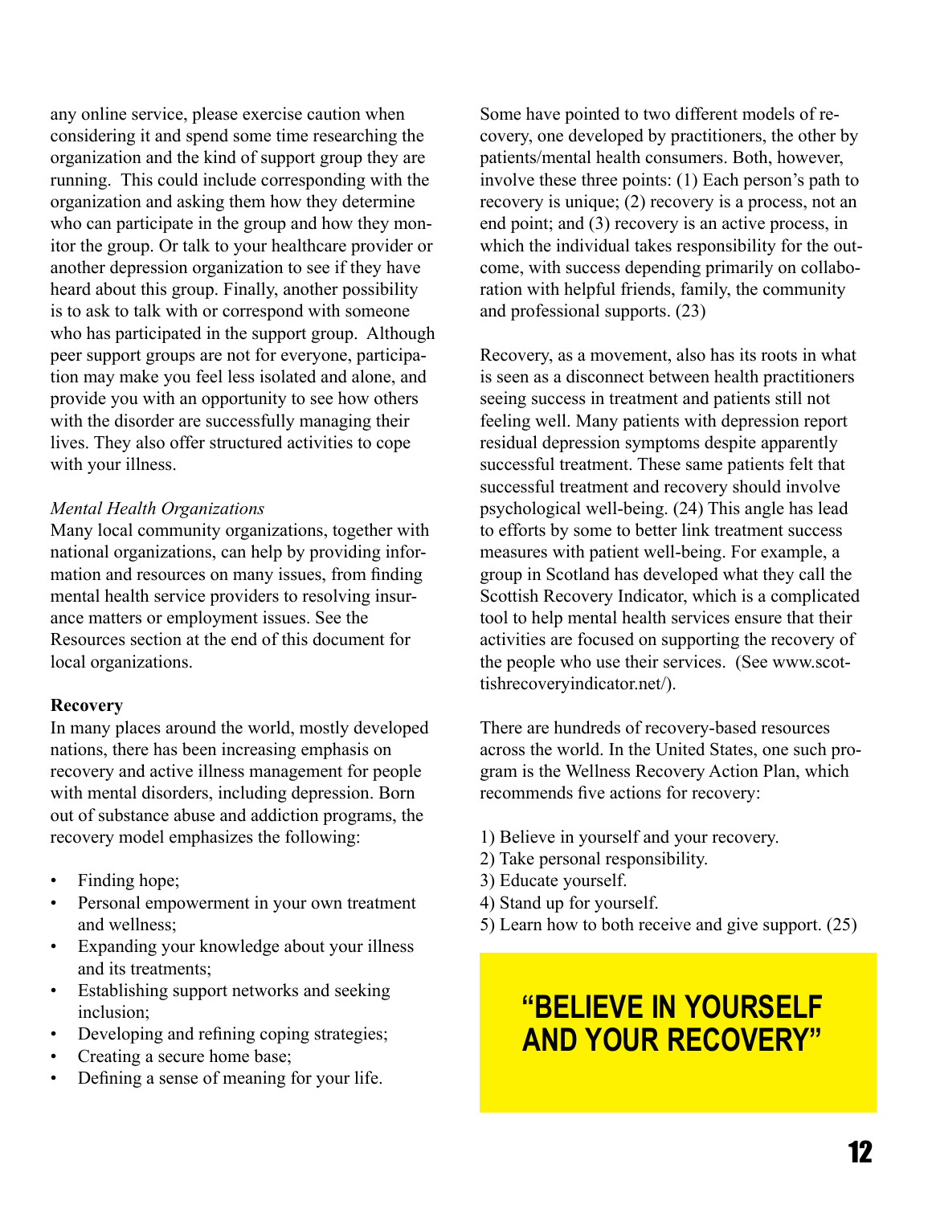any online service, please exercise caution when considering it and spend some time researching the organization and the kind of support group they are running. This could include corresponding with the organization and asking them how they determine who can participate in the group and how they monitor the group. Or talk to your healthcare provider or another depression organization to see if they have heard about this group. Finally, another possibility is to ask to talk with or correspond with someone who has participated in the support group. Although peer support groups are not for everyone, participation may make you feel less isolated and alone, and provide you with an opportunity to see how others with the disorder are successfully managing their lives. They also offer structured activities to cope with your illness.

*Mental Health Organizations*

Many local community organizations, together with national organizations, can help by providing information and resources on many issues, from finding mental health service providers to resolving insurance matters or employment issues. See the Resources section at the end of this document for local organizations.

**Recovery**

In many places around the world, mostly developed nations, there has been increasing emphasis on recovery and active illness management for people with mental disorders, including depression. Born out of substance abuse and addiction programs, the recovery model emphasizes the following:

- Finding hope;
- Personal empowerment in your own treatment and wellness;
- Expanding your knowledge about your illness and its treatments;
- Establishing support networks and seeking inclusion;
- Developing and refining coping strategies;
- Creating a secure home base;
- Defining a sense of meaning for your life.

Some have pointed to two different models of recovery, one developed by practitioners, the other by patients/mental health consumers. Both, however, involve these three points: (1) Each person's path to recovery is unique; (2) recovery is a process, not an end point; and (3) recovery is an active process, in which the individual takes responsibility for the outcome, with success depending primarily on collaboration with helpful friends, family, the community and professional supports. (23)

Recovery, as a movement, also has its roots in what is seen as a disconnect between health practitioners seeing success in treatment and patients still not feeling well. Many patients with depression report residual depression symptoms despite apparently successful treatment. These same patients felt that successful treatment and recovery should involve psychological well-being. (24) This angle has lead to efforts by some to better link treatment success measures with patient well-being. For example, a group in Scotland has developed what they call the Scottish Recovery Indicator, which is a complicated tool to help mental health services ensure that their activities are focused on supporting the recovery of the people who use their services. (See www.scottishrecoveryindicator.net/).

There are hundreds of recovery-based resources across the world. In the United States, one such program is the Wellness Recovery Action Plan, which recommends five actions for recovery:

1) Believe in yourself and your recovery.
2) Take personal responsibility.
3) Educate yourself.
4) Stand up for yourself.
5) Learn how to both receive and give support. (25)

**"BELIEVE IN YOURSELF AND YOUR RECOVERY"**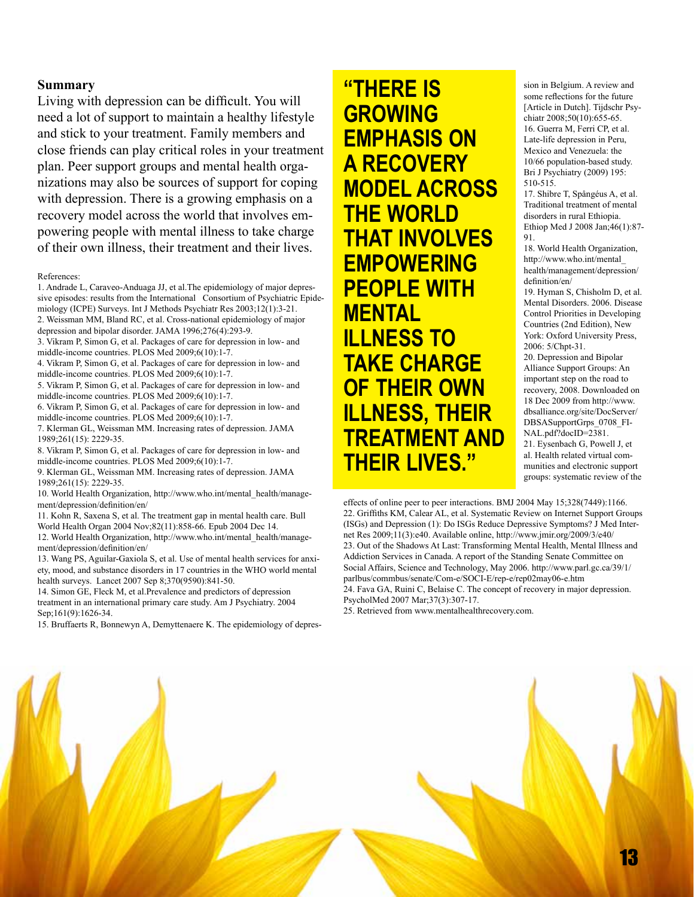## Summary

Living with depression can be difficult. You will need a lot of support to maintain a healthy lifestyle and stick to your treatment. Family members and close friends can play critical roles in your treatment plan. Peer support groups and mental health organizations may also be sources of support for coping with depression. There is a growing emphasis on a recovery model across the world that involves empowering people with mental illness to take charge of their own illness, their treatment and their lives.

**"THERE IS GROWING EMPHASIS ON A RECOVERY MODEL ACROSS THE WORLD THAT INVOLVES EMPOWERING PEOPLE WITH MENTAL ILLNESS TO TAKE CHARGE OF THEIR OWN ILLNESS, THEIR TREATMENT AND THEIR LIVES."**

References:

1. Andrade L, Caraveo-Anduaga JJ, et al.The epidemiology of major depressive episodes: results from the International Consortium of Psychiatric Epidemiology (ICPE) Surveys. Int J Methods Psychiatr Res 2003;12(1):3-21.
2. Weissman MM, Bland RC, et al. Cross-national epidemiology of major depression and bipolar disorder. JAMA 1996;276(4):293-9.
3. Vikram P, Simon G, et al. Packages of care for depression in low- and middle-income countries. PLOS Med 2009;6(10):1-7.
4. Vikram P, Simon G, et al. Packages of care for depression in low- and middle-income countries. PLOS Med 2009;6(10):1-7.
5. Vikram P, Simon G, et al. Packages of care for depression in low- and middle-income countries. PLOS Med 2009;6(10):1-7.
6. Vikram P, Simon G, et al. Packages of care for depression in low- and middle-income countries. PLOS Med 2009;6(10):1-7.
7. Klerman GL, Weissman MM. Increasing rates of depression. JAMA 1989;261(15): 2229-35.
8. Vikram P, Simon G, et al. Packages of care for depression in low- and middle-income countries. PLOS Med 2009;6(10):1-7.
9. Klerman GL, Weissman MM. Increasing rates of depression. JAMA 1989;261(15): 2229-35.
10. World Health Organization, http://www.who.int/mental_health/management/depression/definition/en/
11. Kohn R, Saxena S, et al. The treatment gap in mental health care. Bull World Health Organ 2004 Nov;82(11):858-66. Epub 2004 Dec 14.
12. World Health Organization, http://www.who.int/mental_health/management/depression/definition/en/
13. Wang PS, Aguilar-Gaxiola S, et al. Use of mental health services for anxiety, mood, and substance disorders in 17 countries in the WHO world mental health surveys. Lancet 2007 Sep 8;370(9590):841-50.
14. Simon GE, Fleck M, et al.Prevalence and predictors of depression treatment in an international primary care study. Am J Psychiatry. 2004 Sep;161(9):1626-34.
15. Bruffaerts R, Bonnewyn A, Demyttenaere K. The epidemiology of depression in Belgium. A review and some reflections for the future [Article in Dutch]. Tijdschr Psychiatr 2008;50(10):655-65.
16. Guerra M, Ferri CP, et al. Late-life depression in Peru, Mexico and Venezuela: the 10/66 population-based study. Bri J Psychiatry (2009) 195: 510-515.
17. Shibre T, Spångéus A, et al. Traditional treatment of mental disorders in rural Ethiopia. Ethiop Med J 2008 Jan;46(1):87-91.
18. World Health Organization, http://www.who.int/mental_health/management/depression/definition/en/
19. Hyman S, Chisholm D, et al. Mental Disorders. 2006. Disease Control Priorities in Developing Countries (2nd Edition), New York: Oxford University Press, 2006: 5/Chpt-31.
20. Depression and Bipolar Alliance Support Groups: An important step on the road to recovery, 2008. Downloaded on 18 Dec 2009 from http://www.dbsalliance.org/site/DocServer/DBSASupportGrps_0708_FINAL.pdf?docID=2381.
21. Eysenbach G, Powell J, et al. Health related virtual communities and electronic support groups: systematic review of the effects of online peer to peer interactions. BMJ 2004 May 15;328(7449):1166.
22. Griffiths KM, Calear AL, et al. Systematic Review on Internet Support Groups (ISGs) and Depression (1): Do ISGs Reduce Depressive Symptoms? J Med Internet Res 2009;11(3):e40. Available online, http://www.jmir.org/2009/3/e40/
23. Out of the Shadows At Last: Transforming Mental Health, Mental Illness and Addiction Services in Canada. A report of the Standing Senate Committee on Social Affairs, Science and Technology, May 2006. http://www.parl.gc.ca/39/1/parlbus/commbus/senate/Com-e/SOCI-E/rep-e/rep02may06-e.htm
24. Fava GA, Ruini C, Belaise C. The concept of recovery in major depression. PsycholMed 2007 Mar;37(3):307-17.
25. Retrieved from www.mentalhealthrecovery.com.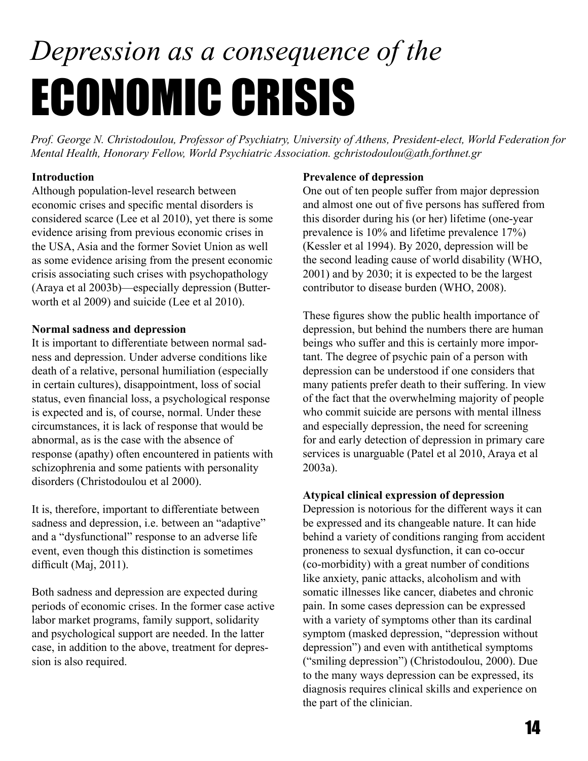# *Depression as a consequence of the* ECONOMIC CRISIS

*Prof. George N. Christodoulou, Professor of Psychiatry, University of Athens, President-elect, World Federation for Mental Health, Honorary Fellow, World Psychiatric Association. gchristodoulou@ath.forthnet.gr*

**Introduction**

Although population-level research between economic crises and specific mental disorders is considered scarce (Lee et al 2010), yet there is some evidence arising from previous economic crises in the USA, Asia and the former Soviet Union as well as some evidence arising from the present economic crisis associating such crises with psychopathology (Araya et al 2003b)—especially depression (Butterworth et al 2009) and suicide (Lee et al 2010).

**Normal sadness and depression**

It is important to differentiate between normal sadness and depression. Under adverse conditions like death of a relative, personal humiliation (especially in certain cultures), disappointment, loss of social status, even financial loss, a psychological response is expected and is, of course, normal. Under these circumstances, it is lack of response that would be abnormal, as is the case with the absence of response (apathy) often encountered in patients with schizophrenia and some patients with personality disorders (Christodoulou et al 2000).

It is, therefore, important to differentiate between sadness and depression, i.e. between an "adaptive" and a "dysfunctional" response to an adverse life event, even though this distinction is sometimes difficult (Maj, 2011).

Both sadness and depression are expected during periods of economic crises. In the former case active labor market programs, family support, solidarity and psychological support are needed. In the latter case, in addition to the above, treatment for depression is also required.

**Prevalence of depression**

One out of ten people suffer from major depression and almost one out of five persons has suffered from this disorder during his (or her) lifetime (one-year prevalence is 10% and lifetime prevalence 17%) (Kessler et al 1994). By 2020, depression will be the second leading cause of world disability (WHO, 2001) and by 2030; it is expected to be the largest contributor to disease burden (WHO, 2008).

These figures show the public health importance of depression, but behind the numbers there are human beings who suffer and this is certainly more important. The degree of psychic pain of a person with depression can be understood if one considers that many patients prefer death to their suffering. In view of the fact that the overwhelming majority of people who commit suicide are persons with mental illness and especially depression, the need for screening for and early detection of depression in primary care services is unarguable (Patel et al 2010, Araya et al 2003a).

**Atypical clinical expression of depression**

Depression is notorious for the different ways it can be expressed and its changeable nature. It can hide behind a variety of conditions ranging from accident proneness to sexual dysfunction, it can co-occur (co-morbidity) with a great number of conditions like anxiety, panic attacks, alcoholism and with somatic illnesses like cancer, diabetes and chronic pain. In some cases depression can be expressed with a variety of symptoms other than its cardinal symptom (masked depression, "depression without depression") and even with antithetical symptoms ("smiling depression") (Christodoulou, 2000). Due to the many ways depression can be expressed, its diagnosis requires clinical skills and experience on the part of the clinician.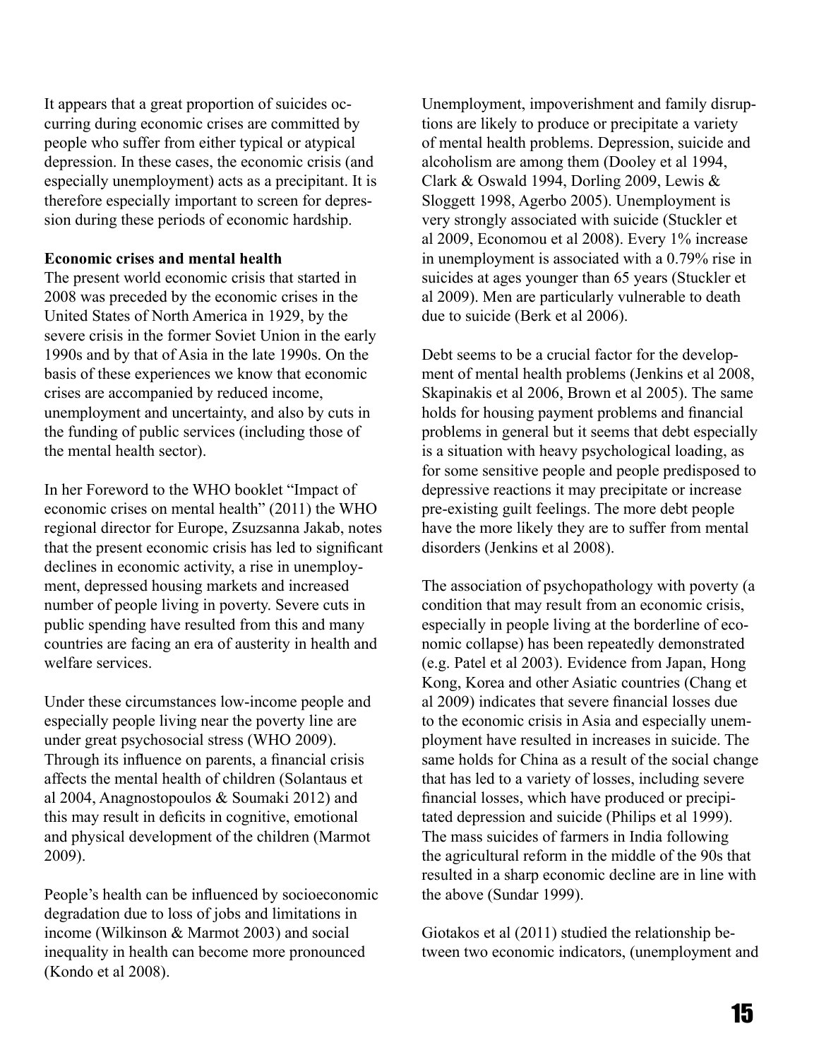It appears that a great proportion of suicides occurring during economic crises are committed by people who suffer from either typical or atypical depression. In these cases, the economic crisis (and especially unemployment) acts as a precipitant. It is therefore especially important to screen for depression during these periods of economic hardship.

**Economic crises and mental health**

The present world economic crisis that started in 2008 was preceded by the economic crises in the United States of North America in 1929, by the severe crisis in the former Soviet Union in the early 1990s and by that of Asia in the late 1990s. On the basis of these experiences we know that economic crises are accompanied by reduced income, unemployment and uncertainty, and also by cuts in the funding of public services (including those of the mental health sector).

In her Foreword to the WHO booklet "Impact of economic crises on mental health" (2011) the WHO regional director for Europe, Zsuzsanna Jakab, notes that the present economic crisis has led to significant declines in economic activity, a rise in unemployment, depressed housing markets and increased number of people living in poverty. Severe cuts in public spending have resulted from this and many countries are facing an era of austerity in health and welfare services.

Under these circumstances low-income people and especially people living near the poverty line are under great psychosocial stress (WHO 2009). Through its influence on parents, a financial crisis affects the mental health of children (Solantaus et al 2004, Anagnostopoulos & Soumaki 2012) and this may result in deficits in cognitive, emotional and physical development of the children (Marmot 2009).

People's health can be influenced by socioeconomic degradation due to loss of jobs and limitations in income (Wilkinson & Marmot 2003) and social inequality in health can become more pronounced (Kondo et al 2008).

Unemployment, impoverishment and family disruptions are likely to produce or precipitate a variety of mental health problems. Depression, suicide and alcoholism are among them (Dooley et al 1994, Clark & Oswald 1994, Dorling 2009, Lewis & Sloggett 1998, Agerbo 2005). Unemployment is very strongly associated with suicide (Stuckler et al 2009, Economou et al 2008). Every 1% increase in unemployment is associated with a 0.79% rise in suicides at ages younger than 65 years (Stuckler et al 2009). Men are particularly vulnerable to death due to suicide (Berk et al 2006).

Debt seems to be a crucial factor for the development of mental health problems (Jenkins et al 2008, Skapinakis et al 2006, Brown et al 2005). The same holds for housing payment problems and financial problems in general but it seems that debt especially is a situation with heavy psychological loading, as for some sensitive people and people predisposed to depressive reactions it may precipitate or increase pre-existing guilt feelings. The more debt people have the more likely they are to suffer from mental disorders (Jenkins et al 2008).

The association of psychopathology with poverty (a condition that may result from an economic crisis, especially in people living at the borderline of economic collapse) has been repeatedly demonstrated (e.g. Patel et al 2003). Evidence from Japan, Hong Kong, Korea and other Asiatic countries (Chang et al 2009) indicates that severe financial losses due to the economic crisis in Asia and especially unemployment have resulted in increases in suicide. The same holds for China as a result of the social change that has led to a variety of losses, including severe financial losses, which have produced or precipitated depression and suicide (Philips et al 1999). The mass suicides of farmers in India following the agricultural reform in the middle of the 90s that resulted in a sharp economic decline are in line with the above (Sundar 1999).

Giotakos et al (2011) studied the relationship between two economic indicators, (unemployment and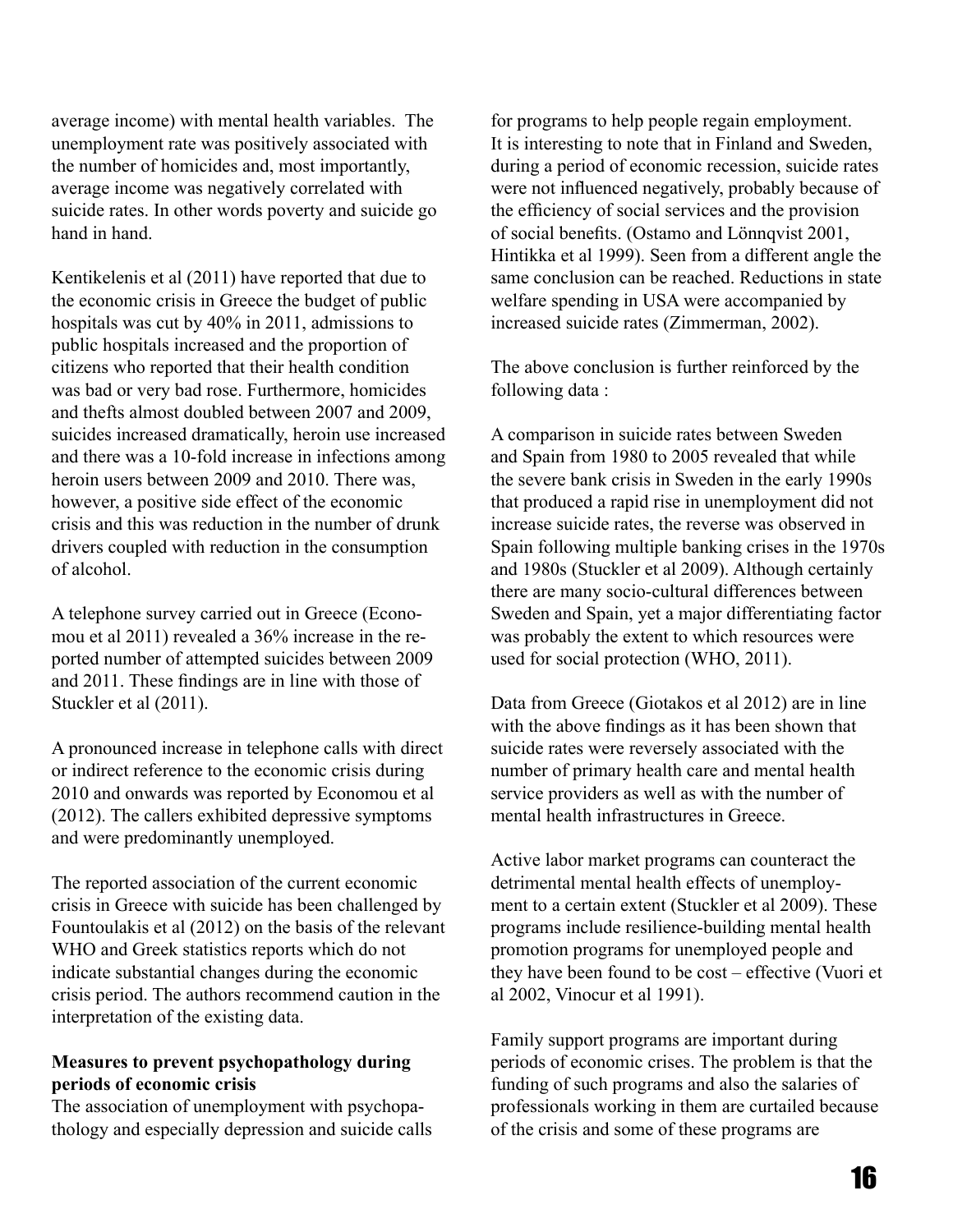average income) with mental health variables. The unemployment rate was positively associated with the number of homicides and, most importantly, average income was negatively correlated with suicide rates. In other words poverty and suicide go hand in hand.

Kentikelenis et al (2011) have reported that due to the economic crisis in Greece the budget of public hospitals was cut by 40% in 2011, admissions to public hospitals increased and the proportion of citizens who reported that their health condition was bad or very bad rose. Furthermore, homicides and thefts almost doubled between 2007 and 2009, suicides increased dramatically, heroin use increased and there was a 10-fold increase in infections among heroin users between 2009 and 2010. There was, however, a positive side effect of the economic crisis and this was reduction in the number of drunk drivers coupled with reduction in the consumption of alcohol.

A telephone survey carried out in Greece (Economou et al 2011) revealed a 36% increase in the reported number of attempted suicides between 2009 and 2011. These findings are in line with those of Stuckler et al (2011).

A pronounced increase in telephone calls with direct or indirect reference to the economic crisis during 2010 and onwards was reported by Economou et al (2012). The callers exhibited depressive symptoms and were predominantly unemployed.

The reported association of the current economic crisis in Greece with suicide has been challenged by Fountoulakis et al (2012) on the basis of the relevant WHO and Greek statistics reports which do not indicate substantial changes during the economic crisis period. The authors recommend caution in the interpretation of the existing data.

**Measures to prevent psychopathology during periods of economic crisis**

The association of unemployment with psychopathology and especially depression and suicide calls for programs to help people regain employment. It is interesting to note that in Finland and Sweden, during a period of economic recession, suicide rates were not influenced negatively, probably because of the efficiency of social services and the provision of social benefits. (Ostamo and Lönnqvist 2001, Hintikka et al 1999). Seen from a different angle the same conclusion can be reached. Reductions in state welfare spending in USA were accompanied by increased suicide rates (Zimmerman, 2002).

The above conclusion is further reinforced by the following data :

A comparison in suicide rates between Sweden and Spain from 1980 to 2005 revealed that while the severe bank crisis in Sweden in the early 1990s that produced a rapid rise in unemployment did not increase suicide rates, the reverse was observed in Spain following multiple banking crises in the 1970s and 1980s (Stuckler et al 2009). Although certainly there are many socio-cultural differences between Sweden and Spain, yet a major differentiating factor was probably the extent to which resources were used for social protection (WHO, 2011).

Data from Greece (Giotakos et al 2012) are in line with the above findings as it has been shown that suicide rates were reversely associated with the number of primary health care and mental health service providers as well as with the number of mental health infrastructures in Greece.

Active labor market programs can counteract the detrimental mental health effects of unemployment to a certain extent (Stuckler et al 2009). These programs include resilience-building mental health promotion programs for unemployed people and they have been found to be cost – effective (Vuori et al 2002, Vinocur et al 1991).

Family support programs are important during periods of economic crises. The problem is that the funding of such programs and also the salaries of professionals working in them are curtailed because of the crisis and some of these programs are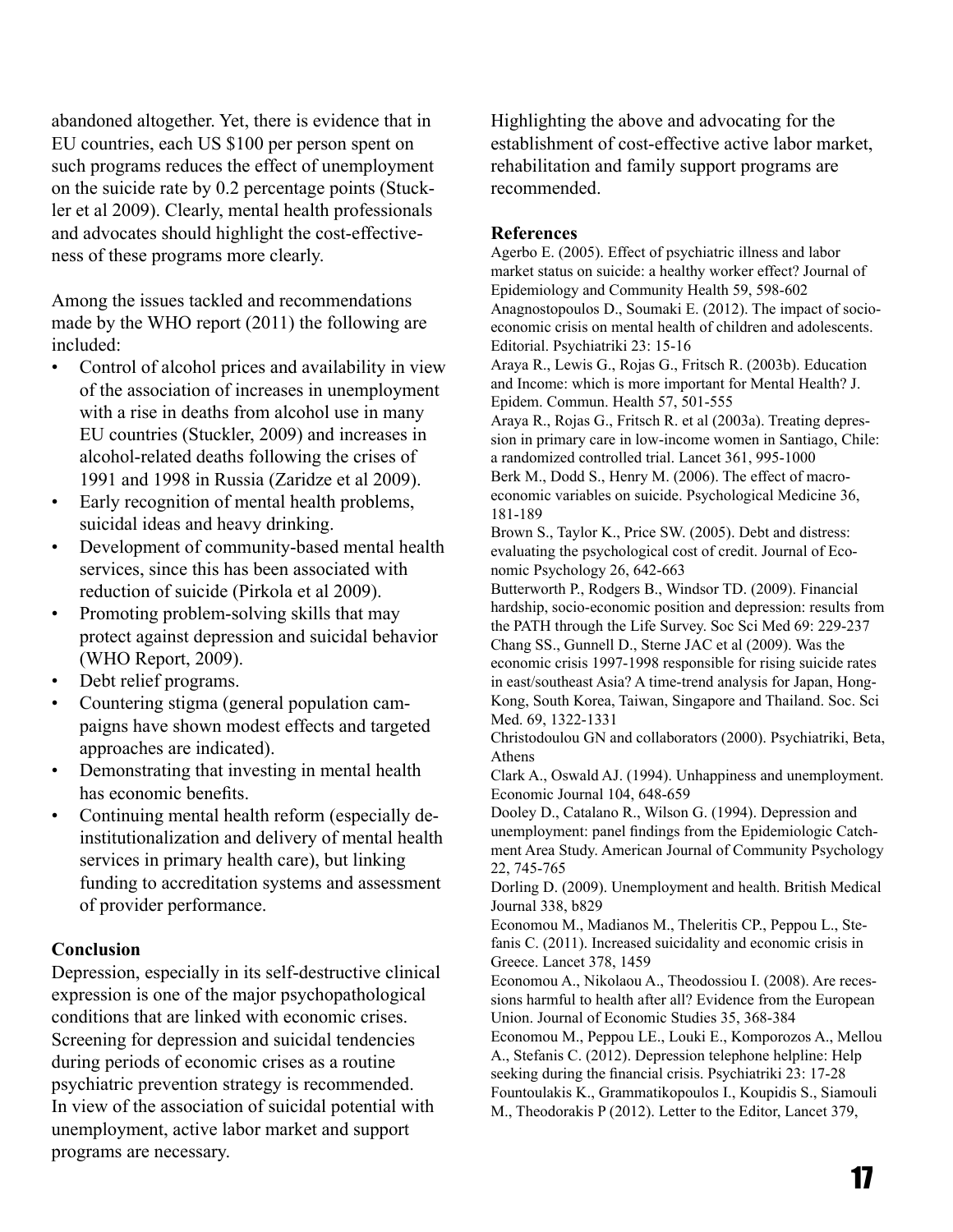abandoned altogether. Yet, there is evidence that in EU countries, each US $100 per person spent on such programs reduces the effect of unemployment on the suicide rate by 0.2 percentage points (Stuckler et al 2009). Clearly, mental health professionals and advocates should highlight the cost-effectiveness of these programs more clearly.

Among the issues tackled and recommendations made by the WHO report (2011) the following are included:

- Control of alcohol prices and availability in view of the association of increases in unemployment with a rise in deaths from alcohol use in many EU countries (Stuckler, 2009) and increases in alcohol-related deaths following the crises of 1991 and 1998 in Russia (Zaridze et al 2009).
- Early recognition of mental health problems, suicidal ideas and heavy drinking.
- Development of community-based mental health services, since this has been associated with reduction of suicide (Pirkola et al 2009).
- Promoting problem-solving skills that may protect against depression and suicidal behavior (WHO Report, 2009).
- Debt relief programs.
- Countering stigma (general population campaigns have shown modest effects and targeted approaches are indicated).
- Demonstrating that investing in mental health has economic benefits.
- Continuing mental health reform (especially de-institutionalization and delivery of mental health services in primary health care), but linking funding to accreditation systems and assessment of provider performance.

### Conclusion

Depression, especially in its self-destructive clinical expression is one of the major psychopathological conditions that are linked with economic crises. Screening for depression and suicidal tendencies during periods of economic crises as a routine psychiatric prevention strategy is recommended. In view of the association of suicidal potential with unemployment, active labor market and support programs are necessary.

Highlighting the above and advocating for the establishment of cost-effective active labor market, rehabilitation and family support programs are recommended.

### References

Agerbo E. (2005). Effect of psychiatric illness and labor market status on suicide: a healthy worker effect? Journal of Epidemiology and Community Health 59, 598-602

Anagnostopoulos D., Soumaki E. (2012). The impact of socio-economic crisis on mental health of children and adolescents. Editorial. Psychiatriki 23: 15-16

Araya R., Lewis G., Rojas G., Fritsch R. (2003b). Education and Income: which is more important for Mental Health? J. Epidem. Commun. Health 57, 501-555

Araya R., Rojas G., Fritsch R. et al (2003a). Treating depression in primary care in low-income women in Santiago, Chile: a randomized controlled trial. Lancet 361, 995-1000

Berk M., Dodd S., Henry M. (2006). The effect of macro-economic variables on suicide. Psychological Medicine 36, 181-189

Brown S., Taylor K., Price SW. (2005). Debt and distress: evaluating the psychological cost of credit. Journal of Economic Psychology 26, 642-663

Butterworth P., Rodgers B., Windsor TD. (2009). Financial hardship, socio-economic position and depression: results from the PATH through the Life Survey. Soc Sci Med 69: 229-237

Chang SS., Gunnell D., Sterne JAC et al (2009). Was the economic crisis 1997-1998 responsible for rising suicide rates in east/southeast Asia? A time-trend analysis for Japan, Hong-Kong, South Korea, Taiwan, Singapore and Thailand. Soc. Sci Med. 69, 1322-1331

Christodoulou GN and collaborators (2000). Psychiatriki, Beta, Athens

Clark A., Oswald AJ. (1994). Unhappiness and unemployment. Economic Journal 104, 648-659

Dooley D., Catalano R., Wilson G. (1994). Depression and unemployment: panel findings from the Epidemiologic Catchment Area Study. American Journal of Community Psychology 22, 745-765

Dorling D. (2009). Unemployment and health. British Medical Journal 338, b829

Economou M., Madianos M., Theleritis CP., Peppou L., Stefanis C. (2011). Increased suicidality and economic crisis in Greece. Lancet 378, 1459

Economou A., Nikolaou A., Theodossiou I. (2008). Are recessions harmful to health after all? Evidence from the European Union. Journal of Economic Studies 35, 368-384

Economou M., Peppou LE., Louki E., Komporozos A., Mellou A., Stefanis C. (2012). Depression telephone helpline: Help seeking during the financial crisis. Psychiatriki 23: 17-28

Fountoulakis K., Grammatikopoulos I., Koupidis S., Siamouli M., Theodorakis P (2012). Letter to the Editor, Lancet 379,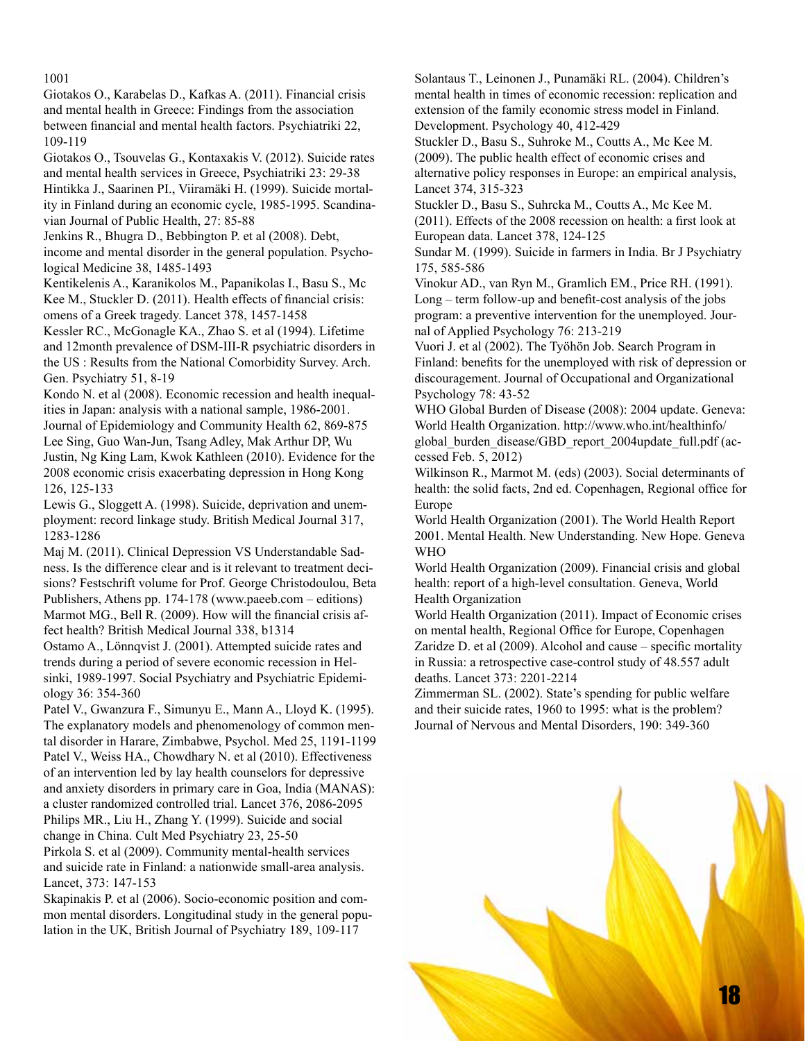1001

Giotakos O., Karabelas D., Kafkas A. (2011). Financial crisis and mental health in Greece: Findings from the association between financial and mental health factors. Psychiatriki 22, 109-119

Giotakos O., Tsouvelas G., Kontaxakis V. (2012). Suicide rates and mental health services in Greece, Psychiatriki 23: 29-38

Hintikka J., Saarinen PI., Viiramäki H. (1999). Suicide mortality in Finland during an economic cycle, 1985-1995. Scandinavian Journal of Public Health, 27: 85-88

Jenkins R., Bhugra D., Bebbington P. et al (2008). Debt, income and mental disorder in the general population. Psychological Medicine 38, 1485-1493

Kentikelenis A., Karanikolos M., Papanikolas I., Basu S., Mc Kee M., Stuckler D. (2011). Health effects of financial crisis: omens of a Greek tragedy. Lancet 378, 1457-1458

Kessler RC., McGonagle KA., Zhao S. et al (1994). Lifetime and 12month prevalence of DSM-III-R psychiatric disorders in the US : Results from the National Comorbidity Survey. Arch. Gen. Psychiatry 51, 8-19

Kondo N. et al (2008). Economic recession and health inequalities in Japan: analysis with a national sample, 1986-2001. Journal of Epidemiology and Community Health 62, 869-875

Lee Sing, Guo Wan-Jun, Tsang Adley, Mak Arthur DP, Wu Justin, Ng King Lam, Kwok Kathleen (2010). Evidence for the 2008 economic crisis exacerbating depression in Hong Kong 126, 125-133

Lewis G., Sloggett A. (1998). Suicide, deprivation and unemployment: record linkage study. British Medical Journal 317, 1283-1286

Maj M. (2011). Clinical Depression VS Understandable Sadness. Is the difference clear and is it relevant to treatment decisions? Festschrift volume for Prof. George Christodoulou, Beta Publishers, Athens pp. 174-178 (www.paeeb.com – editions)

Marmot MG., Bell R. (2009). How will the financial crisis affect health? British Medical Journal 338, b1314

Ostamo A., Lönnqvist J. (2001). Attempted suicide rates and trends during a period of severe economic recession in Helsinki, 1989-1997. Social Psychiatry and Psychiatric Epidemiology 36: 354-360

Patel V., Gwanzura F., Simunyu E., Mann A., Lloyd K. (1995). The explanatory models and phenomenology of common mental disorder in Harare, Zimbabwe, Psychol. Med 25, 1191-1199

Patel V., Weiss HA., Chowdhary N. et al (2010). Effectiveness of an intervention led by lay health counselors for depressive and anxiety disorders in primary care in Goa, India (MANAS): a cluster randomized controlled trial. Lancet 376, 2086-2095

Philips MR., Liu H., Zhang Y. (1999). Suicide and social change in China. Cult Med Psychiatry 23, 25-50

Pirkola S. et al (2009). Community mental-health services and suicide rate in Finland: a nationwide small-area analysis. Lancet, 373: 147-153

Skapinakis P. et al (2006). Socio-economic position and common mental disorders. Longitudinal study in the general population in the UK, British Journal of Psychiatry 189, 109-117

Solantaus T., Leinonen J., Punamäki RL. (2004). Children's mental health in times of economic recession: replication and extension of the family economic stress model in Finland. Development. Psychology 40, 412-429

Stuckler D., Basu S., Suhroke M., Coutts A., Mc Kee M. (2009). The public health effect of economic crises and alternative policy responses in Europe: an empirical analysis, Lancet 374, 315-323

Stuckler D., Basu S., Suhrcka M., Coutts A., Mc Kee M. (2011). Effects of the 2008 recession on health: a first look at European data. Lancet 378, 124-125

Sundar M. (1999). Suicide in farmers in India. Br J Psychiatry 175, 585-586

Vinokur AD., van Ryn M., Gramlich EM., Price RH. (1991). Long – term follow-up and benefit-cost analysis of the jobs program: a preventive intervention for the unemployed. Journal of Applied Psychology 76: 213-219

Vuori J. et al (2002). The Työhön Job. Search Program in Finland: benefits for the unemployed with risk of depression or discouragement. Journal of Occupational and Organizational Psychology 78: 43-52

WHO Global Burden of Disease (2008): 2004 update. Geneva: World Health Organization. http://www.who.int/healthinfo/global_burden_disease/GBD_report_2004update_full.pdf (accessed Feb. 5, 2012)

Wilkinson R., Marmot M. (eds) (2003). Social determinants of health: the solid facts, 2nd ed. Copenhagen, Regional office for Europe

World Health Organization (2001). The World Health Report 2001. Mental Health. New Understanding. New Hope. Geneva WHO

World Health Organization (2009). Financial crisis and global health: report of a high-level consultation. Geneva, World Health Organization

World Health Organization (2011). Impact of Economic crises on mental health, Regional Office for Europe, Copenhagen

Zaridze D. et al (2009). Alcohol and cause – specific mortality in Russia: a retrospective case-control study of 48.557 adult deaths. Lancet 373: 2201-2214

Zimmerman SL. (2002). State's spending for public welfare and their suicide rates, 1960 to 1995: what is the problem? Journal of Nervous and Mental Disorders, 190: 349-360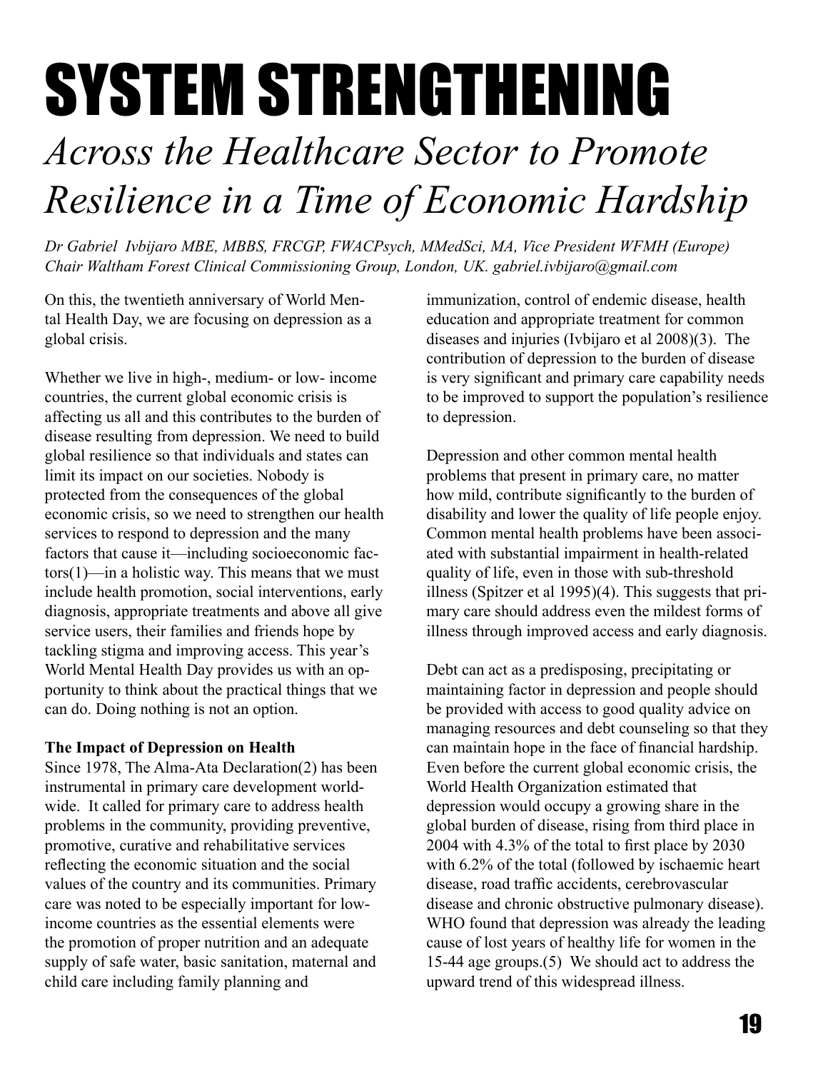# SYSTEM STRENGTHENING

## *Across the Healthcare Sector to Promote Resilience in a Time of Economic Hardship*

*Dr Gabriel Ivbijaro MBE, MBBS, FRCGP, FWACPsych, MMedSci, MA, Vice President WFMH (Europe) Chair Waltham Forest Clinical Commissioning Group, London, UK. gabriel.ivbijaro@gmail.com*

On this, the twentieth anniversary of World Mental Health Day, we are focusing on depression as a global crisis.

Whether we live in high-, medium- or low- income countries, the current global economic crisis is affecting us all and this contributes to the burden of disease resulting from depression. We need to build global resilience so that individuals and states can limit its impact on our societies. Nobody is protected from the consequences of the global economic crisis, so we need to strengthen our health services to respond to depression and the many factors that cause it—including socioeconomic factors(1)—in a holistic way. This means that we must include health promotion, social interventions, early diagnosis, appropriate treatments and above all give service users, their families and friends hope by tackling stigma and improving access. This year's World Mental Health Day provides us with an opportunity to think about the practical things that we can do. Doing nothing is not an option.

**The Impact of Depression on Health**

Since 1978, The Alma-Ata Declaration(2) has been instrumental in primary care development worldwide. It called for primary care to address health problems in the community, providing preventive, promotive, curative and rehabilitative services reflecting the economic situation and the social values of the country and its communities. Primary care was noted to be especially important for low-income countries as the essential elements were the promotion of proper nutrition and an adequate supply of safe water, basic sanitation, maternal and child care including family planning and immunization, control of endemic disease, health education and appropriate treatment for common diseases and injuries (Ivbijaro et al 2008)(3). The contribution of depression to the burden of disease is very significant and primary care capability needs to be improved to support the population's resilience to depression.

Depression and other common mental health problems that present in primary care, no matter how mild, contribute significantly to the burden of disability and lower the quality of life people enjoy. Common mental health problems have been associated with substantial impairment in health-related quality of life, even in those with sub-threshold illness (Spitzer et al 1995)(4). This suggests that primary care should address even the mildest forms of illness through improved access and early diagnosis.

Debt can act as a predisposing, precipitating or maintaining factor in depression and people should be provided with access to good quality advice on managing resources and debt counseling so that they can maintain hope in the face of financial hardship. Even before the current global economic crisis, the World Health Organization estimated that depression would occupy a growing share in the global burden of disease, rising from third place in 2004 with 4.3% of the total to first place by 2030 with 6.2% of the total (followed by ischaemic heart disease, road traffic accidents, cerebrovascular disease and chronic obstructive pulmonary disease). WHO found that depression was already the leading cause of lost years of healthy life for women in the 15-44 age groups.(5) We should act to address the upward trend of this widespread illness.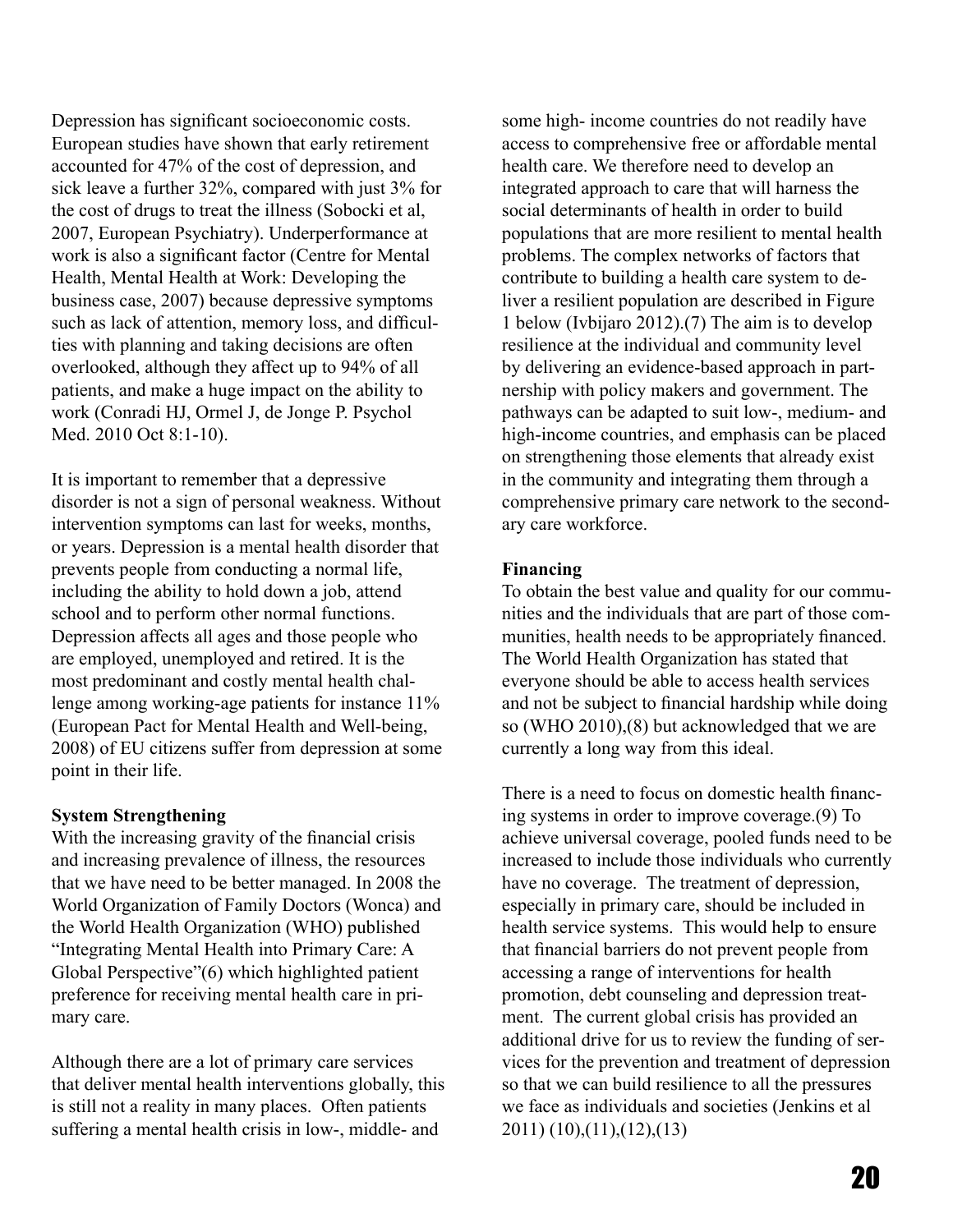Depression has significant socioeconomic costs. European studies have shown that early retirement accounted for 47% of the cost of depression, and sick leave a further 32%, compared with just 3% for the cost of drugs to treat the illness (Sobocki et al, 2007, European Psychiatry). Underperformance at work is also a significant factor (Centre for Mental Health, Mental Health at Work: Developing the business case, 2007) because depressive symptoms such as lack of attention, memory loss, and difficulties with planning and taking decisions are often overlooked, although they affect up to 94% of all patients, and make a huge impact on the ability to work (Conradi HJ, Ormel J, de Jonge P. Psychol Med. 2010 Oct 8:1-10).

It is important to remember that a depressive disorder is not a sign of personal weakness. Without intervention symptoms can last for weeks, months, or years. Depression is a mental health disorder that prevents people from conducting a normal life, including the ability to hold down a job, attend school and to perform other normal functions. Depression affects all ages and those people who are employed, unemployed and retired. It is the most predominant and costly mental health challenge among working-age patients for instance 11% (European Pact for Mental Health and Well-being, 2008) of EU citizens suffer from depression at some point in their life.

**System Strengthening**

With the increasing gravity of the financial crisis and increasing prevalence of illness, the resources that we have need to be better managed. In 2008 the World Organization of Family Doctors (Wonca) and the World Health Organization (WHO) published "Integrating Mental Health into Primary Care: A Global Perspective"(6) which highlighted patient preference for receiving mental health care in primary care.

Although there are a lot of primary care services that deliver mental health interventions globally, this is still not a reality in many places. Often patients suffering a mental health crisis in low-, middle- and some high- income countries do not readily have access to comprehensive free or affordable mental health care. We therefore need to develop an integrated approach to care that will harness the social determinants of health in order to build populations that are more resilient to mental health problems. The complex networks of factors that contribute to building a health care system to deliver a resilient population are described in Figure 1 below (Ivbijaro 2012).(7) The aim is to develop resilience at the individual and community level by delivering an evidence-based approach in partnership with policy makers and government. The pathways can be adapted to suit low-, medium- and high-income countries, and emphasis can be placed on strengthening those elements that already exist in the community and integrating them through a comprehensive primary care network to the secondary care workforce.

**Financing**

To obtain the best value and quality for our communities and the individuals that are part of those communities, health needs to be appropriately financed. The World Health Organization has stated that everyone should be able to access health services and not be subject to financial hardship while doing so (WHO 2010),(8) but acknowledged that we are currently a long way from this ideal.

There is a need to focus on domestic health financing systems in order to improve coverage.(9) To achieve universal coverage, pooled funds need to be increased to include those individuals who currently have no coverage. The treatment of depression, especially in primary care, should be included in health service systems. This would help to ensure that financial barriers do not prevent people from accessing a range of interventions for health promotion, debt counseling and depression treatment. The current global crisis has provided an additional drive for us to review the funding of services for the prevention and treatment of depression so that we can build resilience to all the pressures we face as individuals and societies (Jenkins et al 2011) (10),(11),(12),(13)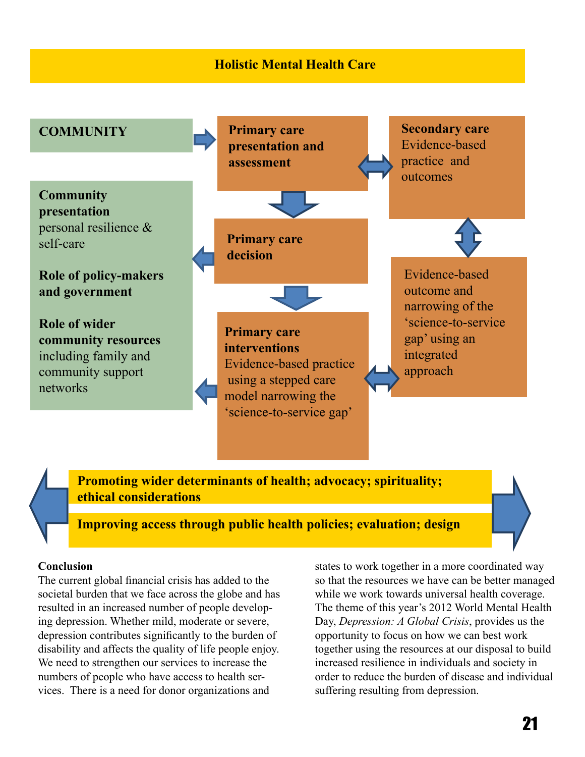## Holistic Mental Health Care

**COMMUNITY**

**Primary care presentation and assessment**

**Secondary care** Evidence-based practice and outcomes

**Community presentation** personal resilience & self-care

**Role of policy-makers and government**

**Role of wider community resources** including family and community support networks

**Primary care decision**

Evidence-based outcome and narrowing of the 'science-to-service gap' using an integrated approach

**Primary care interventions** Evidence-based practice using a stepped care model narrowing the 'science-to-service gap'

**Promoting wider determinants of health; advocacy; spirituality; ethical considerations**

**Improving access through public health policies; evaluation; design**

### Conclusion

The current global financial crisis has added to the societal burden that we face across the globe and has resulted in an increased number of people developing depression. Whether mild, moderate or severe, depression contributes significantly to the burden of disability and affects the quality of life people enjoy. We need to strengthen our services to increase the numbers of people who have access to health services. There is a need for donor organizations and states to work together in a more coordinated way so that the resources we have can be better managed while we work towards universal health coverage. The theme of this year's 2012 World Mental Health Day, *Depression: A Global Crisis*, provides us the opportunity to focus on how we can best work together using the resources at our disposal to build increased resilience in individuals and society in order to reduce the burden of disease and individual suffering resulting from depression.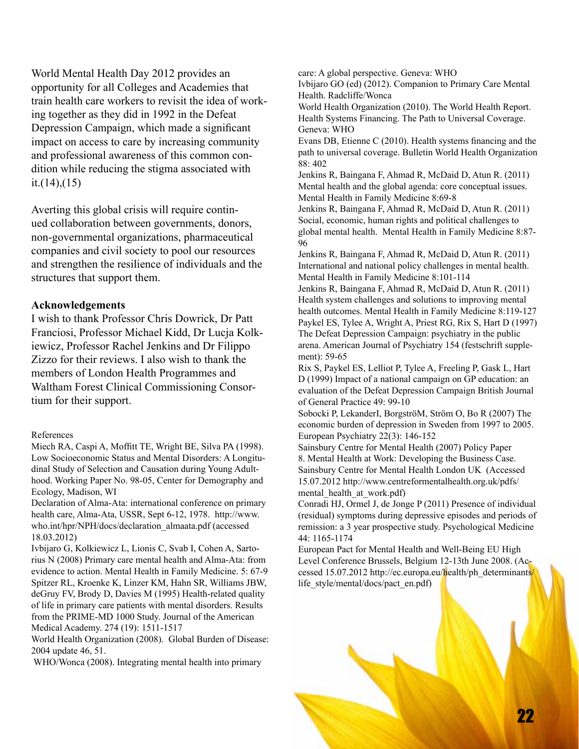World Mental Health Day 2012 provides an opportunity for all Colleges and Academies that train health care workers to revisit the idea of working together as they did in 1992 in the Defeat Depression Campaign, which made a significant impact on access to care by increasing community and professional awareness of this common condition while reducing the stigma associated with it.(14),(15)

Averting this global crisis will require continued collaboration between governments, donors, non-governmental organizations, pharmaceutical companies and civil society to pool our resources and strengthen the resilience of individuals and the structures that support them.

**Acknowledgements**

I wish to thank Professor Chris Dowrick, Dr Patt Franciosi, Professor Michael Kidd, Dr Lucja Kolkiewicz, Professor Rachel Jenkins and Dr Filippo Zizzo for their reviews. I also wish to thank the members of London Health Programmes and Waltham Forest Clinical Commissioning Consortium for their support.

References

Miech RA, Caspi A, Moffitt TE, Wright BE, Silva PA (1998). Low Socioeconomic Status and Mental Disorders: A Longitudinal Study of Selection and Causation during Young Adulthood. Working Paper No. 98-05, Center for Demography and Ecology, Madison, WI

Declaration of Alma-Ata: international conference on primary health care, Alma-Ata, USSR, Sept 6-12, 1978. http://www.who.int/hpr/NPH/docs/declaration_almaata.pdf (accessed 18.03.2012)

Ivbijaro G, Kolkiewicz L, Lionis C, Svab I, Cohen A, Sartorius N (2008) Primary care mental health and Alma-Ata: from evidence to action. Mental Health in Family Medicine. 5: 67-9

Spitzer RL, Kroenke K, Linzer KM, Hahn SR, Williams JBW, deGruy FV, Brody D, Davies M (1995) Health-related quality of life in primary care patients with mental disorders. Results from the PRIME-MD 1000 Study. Journal of the American Medical Academy. 274 (19): 1511-1517

World Health Organization (2008). Global Burden of Disease: 2004 update 46, 51.

WHO/Wonca (2008). Integrating mental health into primary care: A global perspective. Geneva: WHO

Ivbijaro GO (ed) (2012). Companion to Primary Care Mental Health. Radcliffe/Wonca

World Health Organization (2010). The World Health Report. Health Systems Financing. The Path to Universal Coverage. Geneva: WHO

Evans DB, Etienne C (2010). Health systems financing and the path to universal coverage. Bulletin World Health Organization 88: 402

Jenkins R, Baingana F, Ahmad R, McDaid D, Atun R. (2011) Mental health and the global agenda: core conceptual issues. Mental Health in Family Medicine 8:69-8

Jenkins R, Baingana F, Ahmad R, McDaid D, Atun R. (2011) Social, economic, human rights and political challenges to global mental health. Mental Health in Family Medicine 8:87-96

Jenkins R, Baingana F, Ahmad R, McDaid D, Atun R. (2011) International and national policy challenges in mental health. Mental Health in Family Medicine 8:101-114

Jenkins R, Baingana F, Ahmad R, McDaid D, Atun R. (2011) Health system challenges and solutions to improving mental health outcomes. Mental Health in Family Medicine 8:119-127

Paykel ES, Tylee A, Wright A, Priest RG, Rix S, Hart D (1997) The Defeat Depression Campaign: psychiatry in the public arena. American Journal of Psychiatry 154 (festschrift supplement): 59-65

Rix S, Paykel ES, Lelliot P, Tylee A, Freeling P, Gask L, Hart D (1999) Impact of a national campaign on GP education: an evaluation of the Defeat Depression Campaign British Journal of General Practice 49: 99-10

Sobocki P, LekanderI, BorgströM, Ström O, Bo R (2007) The economic burden of depression in Sweden from 1997 to 2005. European Psychiatry 22(3): 146-152

Sainsbury Centre for Mental Health (2007) Policy Paper 8. Mental Health at Work: Developing the Business Case. Sainsbury Centre for Mental Health London UK (Accessed 15.07.2012 http://www.centreformentalhealth.org.uk/pdfs/mental_health_at_work.pdf)

Conradi HJ, Ormel J, de Jonge P (2011) Presence of individual (residual) symptoms during depressive episodes and periods of remission: a 3 year prospective study. Psychological Medicine 44: 1165-1174

European Pact for Mental Health and Well-Being EU High Level Conference Brussels, Belgium 12-13th June 2008. (Accessed 15.07.2012 http://ec.europa.eu/health/ph_determinants/life_style/mental/docs/pact_en.pdf)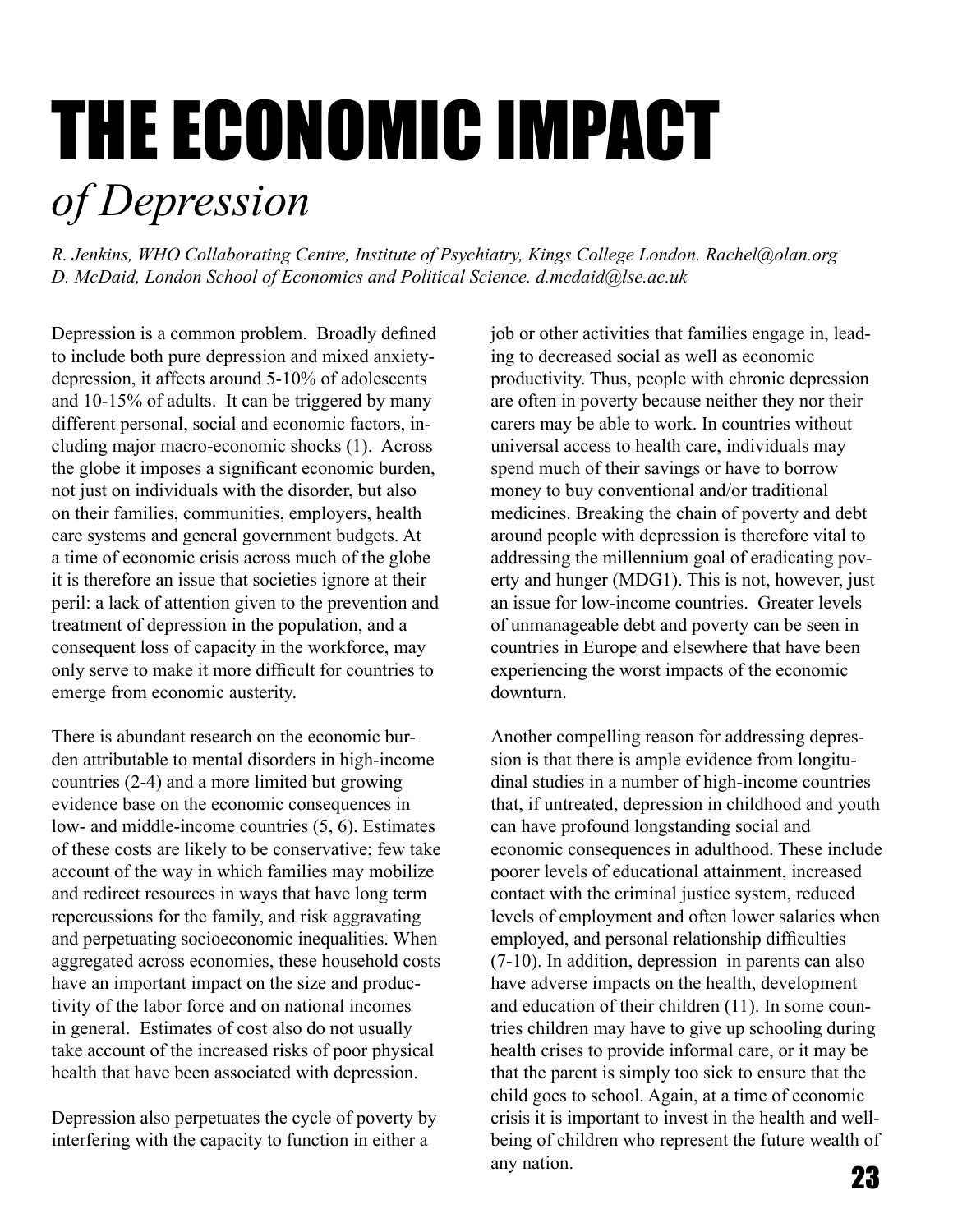# THE ECONOMIC IMPACT *of Depression*

*R. Jenkins, WHO Collaborating Centre, Institute of Psychiatry, Kings College London. Rachel@olan.org*
*D. McDaid, London School of Economics and Political Science. d.mcdaid@lse.ac.uk*

Depression is a common problem. Broadly defined to include both pure depression and mixed anxiety-depression, it affects around 5-10% of adolescents and 10-15% of adults. It can be triggered by many different personal, social and economic factors, including major macro-economic shocks (1). Across the globe it imposes a significant economic burden, not just on individuals with the disorder, but also on their families, communities, employers, health care systems and general government budgets. At a time of economic crisis across much of the globe it is therefore an issue that societies ignore at their peril: a lack of attention given to the prevention and treatment of depression in the population, and a consequent loss of capacity in the workforce, may only serve to make it more difficult for countries to emerge from economic austerity.

There is abundant research on the economic burden attributable to mental disorders in high-income countries (2-4) and a more limited but growing evidence base on the economic consequences in low- and middle-income countries (5, 6). Estimates of these costs are likely to be conservative; few take account of the way in which families may mobilize and redirect resources in ways that have long term repercussions for the family, and risk aggravating and perpetuating socioeconomic inequalities. When aggregated across economies, these household costs have an important impact on the size and productivity of the labor force and on national incomes in general. Estimates of cost also do not usually take account of the increased risks of poor physical health that have been associated with depression.

Depression also perpetuates the cycle of poverty by interfering with the capacity to function in either a job or other activities that families engage in, leading to decreased social as well as economic productivity. Thus, people with chronic depression are often in poverty because neither they nor their carers may be able to work. In countries without universal access to health care, individuals may spend much of their savings or have to borrow money to buy conventional and/or traditional medicines. Breaking the chain of poverty and debt around people with depression is therefore vital to addressing the millennium goal of eradicating poverty and hunger (MDG1). This is not, however, just an issue for low-income countries. Greater levels of unmanageable debt and poverty can be seen in countries in Europe and elsewhere that have been experiencing the worst impacts of the economic downturn.

Another compelling reason for addressing depression is that there is ample evidence from longitudinal studies in a number of high-income countries that, if untreated, depression in childhood and youth can have profound longstanding social and economic consequences in adulthood. These include poorer levels of educational attainment, increased contact with the criminal justice system, reduced levels of employment and often lower salaries when employed, and personal relationship difficulties (7-10). In addition, depression in parents can also have adverse impacts on the health, development and education of their children (11). In some countries children may have to give up schooling during health crises to provide informal care, or it may be that the parent is simply too sick to ensure that the child goes to school. Again, at a time of economic crisis it is important to invest in the health and well-being of children who represent the future wealth of any nation.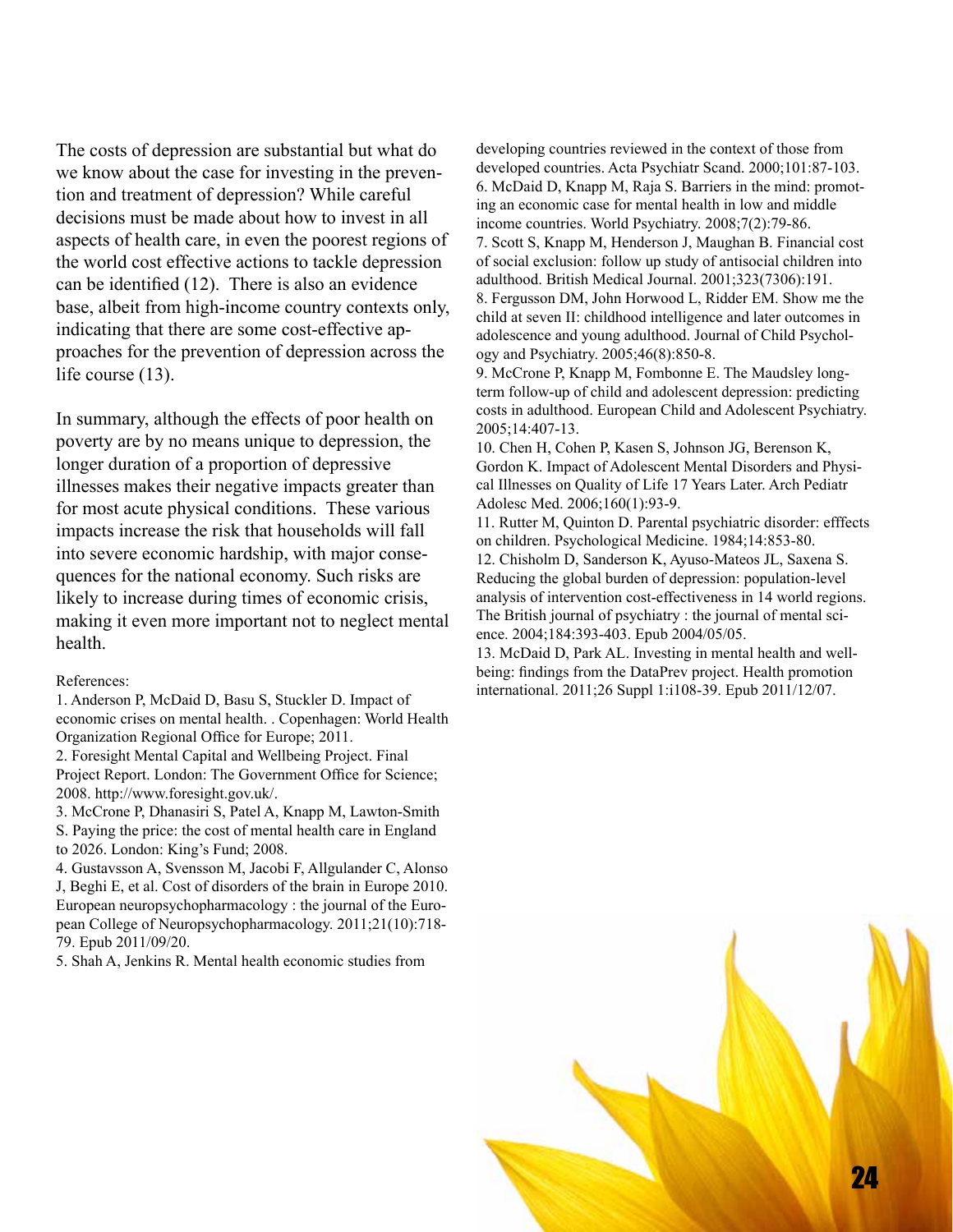The costs of depression are substantial but what do we know about the case for investing in the prevention and treatment of depression? While careful decisions must be made about how to invest in all aspects of health care, in even the poorest regions of the world cost effective actions to tackle depression can be identified (12). There is also an evidence base, albeit from high-income country contexts only, indicating that there are some cost-effective approaches for the prevention of depression across the life course (13).

In summary, although the effects of poor health on poverty are by no means unique to depression, the longer duration of a proportion of depressive illnesses makes their negative impacts greater than for most acute physical conditions. These various impacts increase the risk that households will fall into severe economic hardship, with major consequences for the national economy. Such risks are likely to increase during times of economic crisis, making it even more important not to neglect mental health.

References:

1. Anderson P, McDaid D, Basu S, Stuckler D. Impact of economic crises on mental health. . Copenhagen: World Health Organization Regional Office for Europe; 2011.
2. Foresight Mental Capital and Wellbeing Project. Final Project Report. London: The Government Office for Science; 2008. http://www.foresight.gov.uk/.
3. McCrone P, Dhanasiri S, Patel A, Knapp M, Lawton-Smith S. Paying the price: the cost of mental health care in England to 2026. London: King's Fund; 2008.
4. Gustavsson A, Svensson M, Jacobi F, Allgulander C, Alonso J, Beghi E, et al. Cost of disorders of the brain in Europe 2010. European neuropsychopharmacology : the journal of the European College of Neuropsychopharmacology. 2011;21(10):718-79. Epub 2011/09/20.
5. Shah A, Jenkins R. Mental health economic studies from developing countries reviewed in the context of those from developed countries. Acta Psychiatr Scand. 2000;101:87-103.
6. McDaid D, Knapp M, Raja S. Barriers in the mind: promoting an economic case for mental health in low and middle income countries. World Psychiatry. 2008;7(2):79-86.
7. Scott S, Knapp M, Henderson J, Maughan B. Financial cost of social exclusion: follow up study of antisocial children into adulthood. British Medical Journal. 2001;323(7306):191.
8. Fergusson DM, John Horwood L, Ridder EM. Show me the child at seven II: childhood intelligence and later outcomes in adolescence and young adulthood. Journal of Child Psychology and Psychiatry. 2005;46(8):850-8.
9. McCrone P, Knapp M, Fombonne E. The Maudsley long-term follow-up of child and adolescent depression: predicting costs in adulthood. European Child and Adolescent Psychiatry. 2005;14:407-13.
10. Chen H, Cohen P, Kasen S, Johnson JG, Berenson K, Gordon K. Impact of Adolescent Mental Disorders and Physical Illnesses on Quality of Life 17 Years Later. Arch Pediatr Adolesc Med. 2006;160(1):93-9.
11. Rutter M, Quinton D. Parental psychiatric disorder: efffects on children. Psychological Medicine. 1984;14:853-80.
12. Chisholm D, Sanderson K, Ayuso-Mateos JL, Saxena S. Reducing the global burden of depression: population-level analysis of intervention cost-effectiveness in 14 world regions. The British journal of psychiatry : the journal of mental science. 2004;184:393-403. Epub 2004/05/05.
13. McDaid D, Park AL. Investing in mental health and wellbeing: findings from the DataPrev project. Health promotion international. 2011;26 Suppl 1:i108-39. Epub 2011/12/07.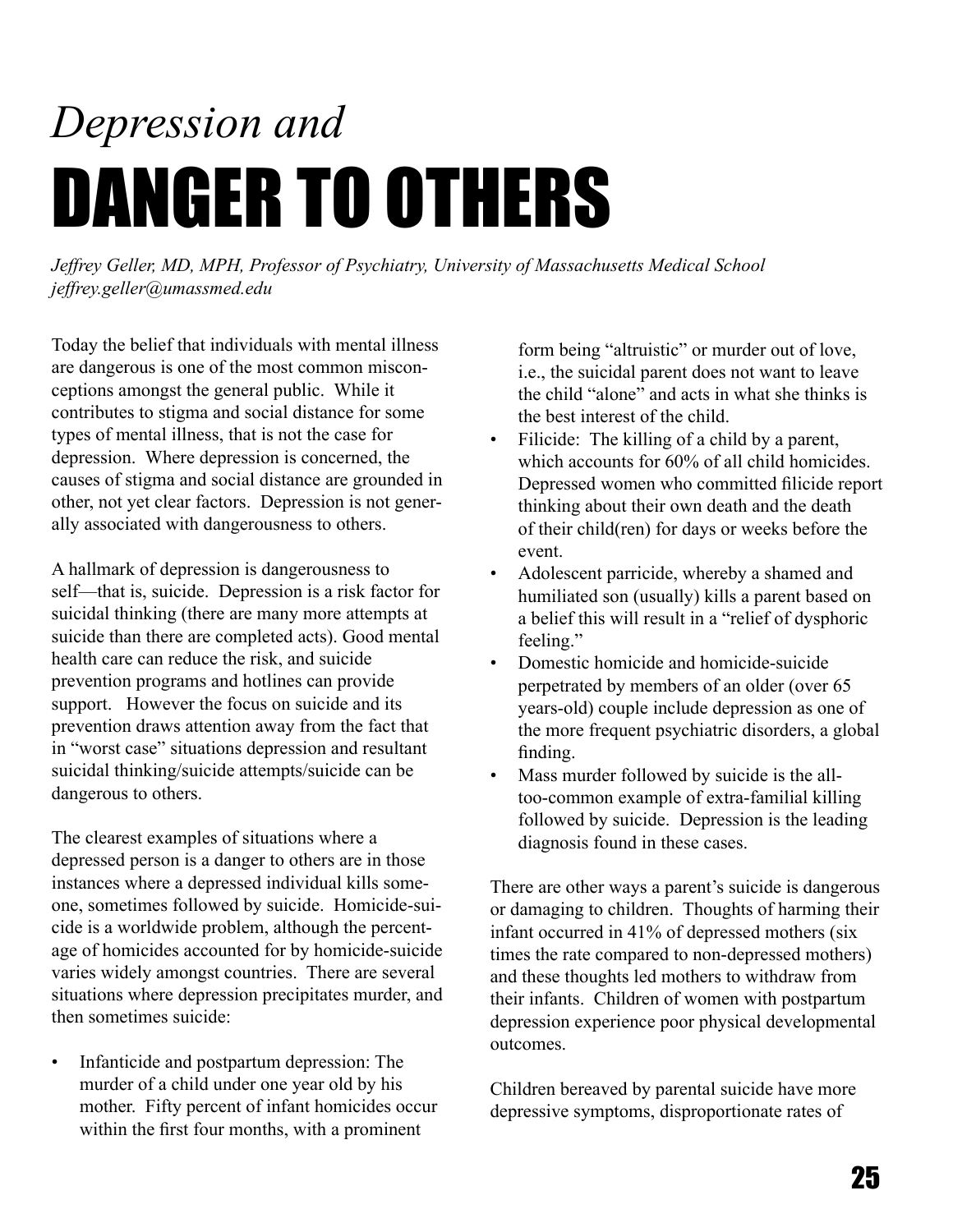# *Depression and* DANGER TO OTHERS

*Jeffrey Geller, MD, MPH, Professor of Psychiatry, University of Massachusetts Medical School*
*jeffrey.geller@umassmed.edu*

Today the belief that individuals with mental illness are dangerous is one of the most common misconceptions amongst the general public. While it contributes to stigma and social distance for some types of mental illness, that is not the case for depression. Where depression is concerned, the causes of stigma and social distance are grounded in other, not yet clear factors. Depression is not generally associated with dangerousness to others.

A hallmark of depression is dangerousness to self—that is, suicide. Depression is a risk factor for suicidal thinking (there are many more attempts at suicide than there are completed acts). Good mental health care can reduce the risk, and suicide prevention programs and hotlines can provide support. However the focus on suicide and its prevention draws attention away from the fact that in "worst case" situations depression and resultant suicidal thinking/suicide attempts/suicide can be dangerous to others.

The clearest examples of situations where a depressed person is a danger to others are in those instances where a depressed individual kills someone, sometimes followed by suicide. Homicide-suicide is a worldwide problem, although the percentage of homicides accounted for by homicide-suicide varies widely amongst countries. There are several situations where depression precipitates murder, and then sometimes suicide:

- Infanticide and postpartum depression: The murder of a child under one year old by his mother. Fifty percent of infant homicides occur within the first four months, with a prominent form being "altruistic" or murder out of love, i.e., the suicidal parent does not want to leave the child "alone" and acts in what she thinks is the best interest of the child.
- Filicide: The killing of a child by a parent, which accounts for 60% of all child homicides. Depressed women who committed filicide report thinking about their own death and the death of their child(ren) for days or weeks before the event.
- Adolescent parricide, whereby a shamed and humiliated son (usually) kills a parent based on a belief this will result in a "relief of dysphoric feeling."
- Domestic homicide and homicide-suicide perpetrated by members of an older (over 65 years-old) couple include depression as one of the more frequent psychiatric disorders, a global finding.
- Mass murder followed by suicide is the all-too-common example of extra-familial killing followed by suicide. Depression is the leading diagnosis found in these cases.

There are other ways a parent's suicide is dangerous or damaging to children. Thoughts of harming their infant occurred in 41% of depressed mothers (six times the rate compared to non-depressed mothers) and these thoughts led mothers to withdraw from their infants. Children of women with postpartum depression experience poor physical developmental outcomes.

Children bereaved by parental suicide have more depressive symptoms, disproportionate rates of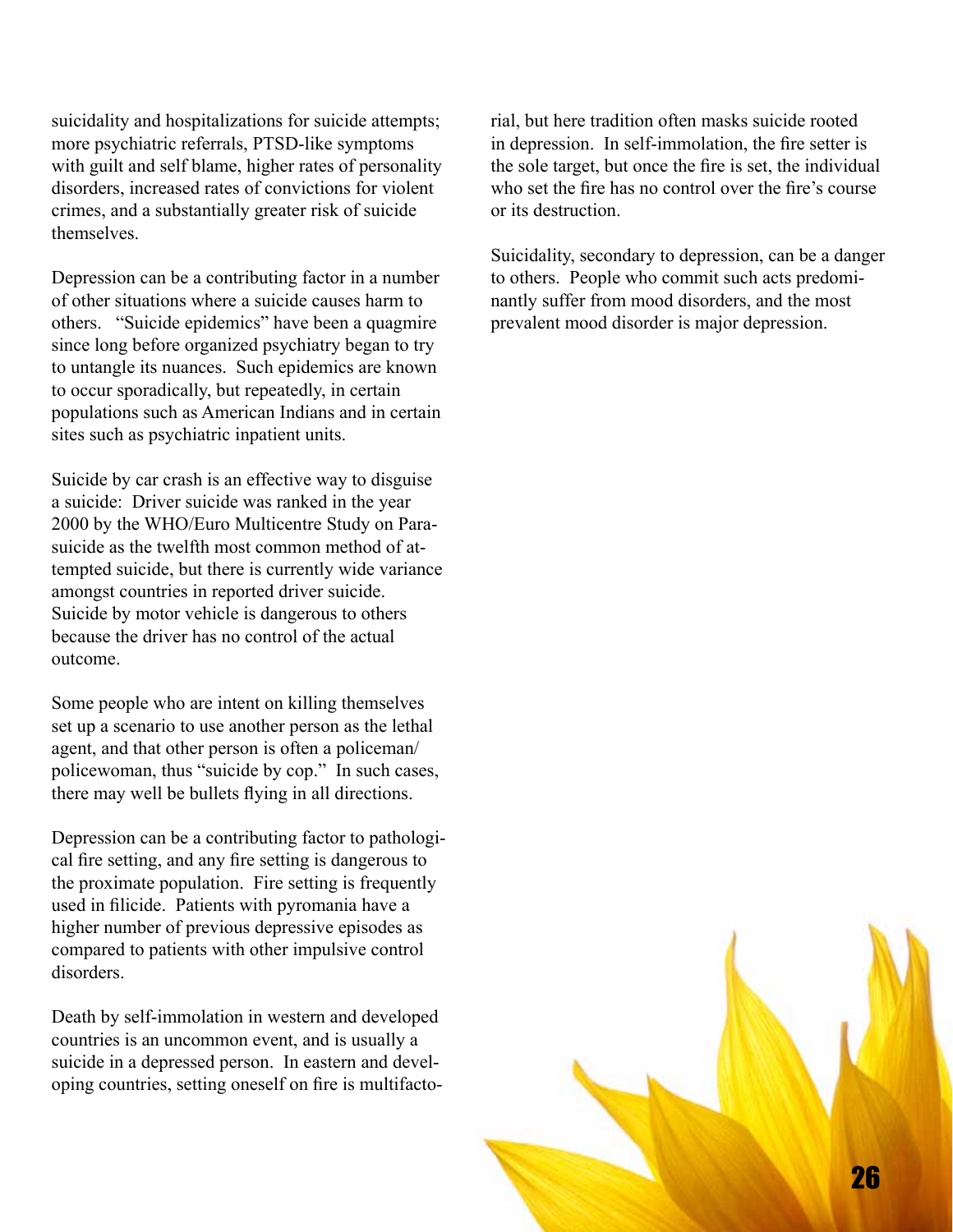suicidality and hospitalizations for suicide attempts; more psychiatric referrals, PTSD-like symptoms with guilt and self blame, higher rates of personality disorders, increased rates of convictions for violent crimes, and a substantially greater risk of suicide themselves.

Depression can be a contributing factor in a number of other situations where a suicide causes harm to others. "Suicide epidemics" have been a quagmire since long before organized psychiatry began to try to untangle its nuances. Such epidemics are known to occur sporadically, but repeatedly, in certain populations such as American Indians and in certain sites such as psychiatric inpatient units.

Suicide by car crash is an effective way to disguise a suicide: Driver suicide was ranked in the year 2000 by the WHO/Euro Multicentre Study on Parasuicide as the twelfth most common method of attempted suicide, but there is currently wide variance amongst countries in reported driver suicide. Suicide by motor vehicle is dangerous to others because the driver has no control of the actual outcome.

Some people who are intent on killing themselves set up a scenario to use another person as the lethal agent, and that other person is often a policeman/policewoman, thus "suicide by cop." In such cases, there may well be bullets flying in all directions.

Depression can be a contributing factor to pathological fire setting, and any fire setting is dangerous to the proximate population. Fire setting is frequently used in filicide. Patients with pyromania have a higher number of previous depressive episodes as compared to patients with other impulsive control disorders.

Death by self-immolation in western and developed countries is an uncommon event, and is usually a suicide in a depressed person. In eastern and developing countries, setting oneself on fire is multifactorial, but here tradition often masks suicide rooted in depression. In self-immolation, the fire setter is the sole target, but once the fire is set, the individual who set the fire has no control over the fire's course or its destruction.

Suicidality, secondary to depression, can be a danger to others. People who commit such acts predominantly suffer from mood disorders, and the most prevalent mood disorder is major depression.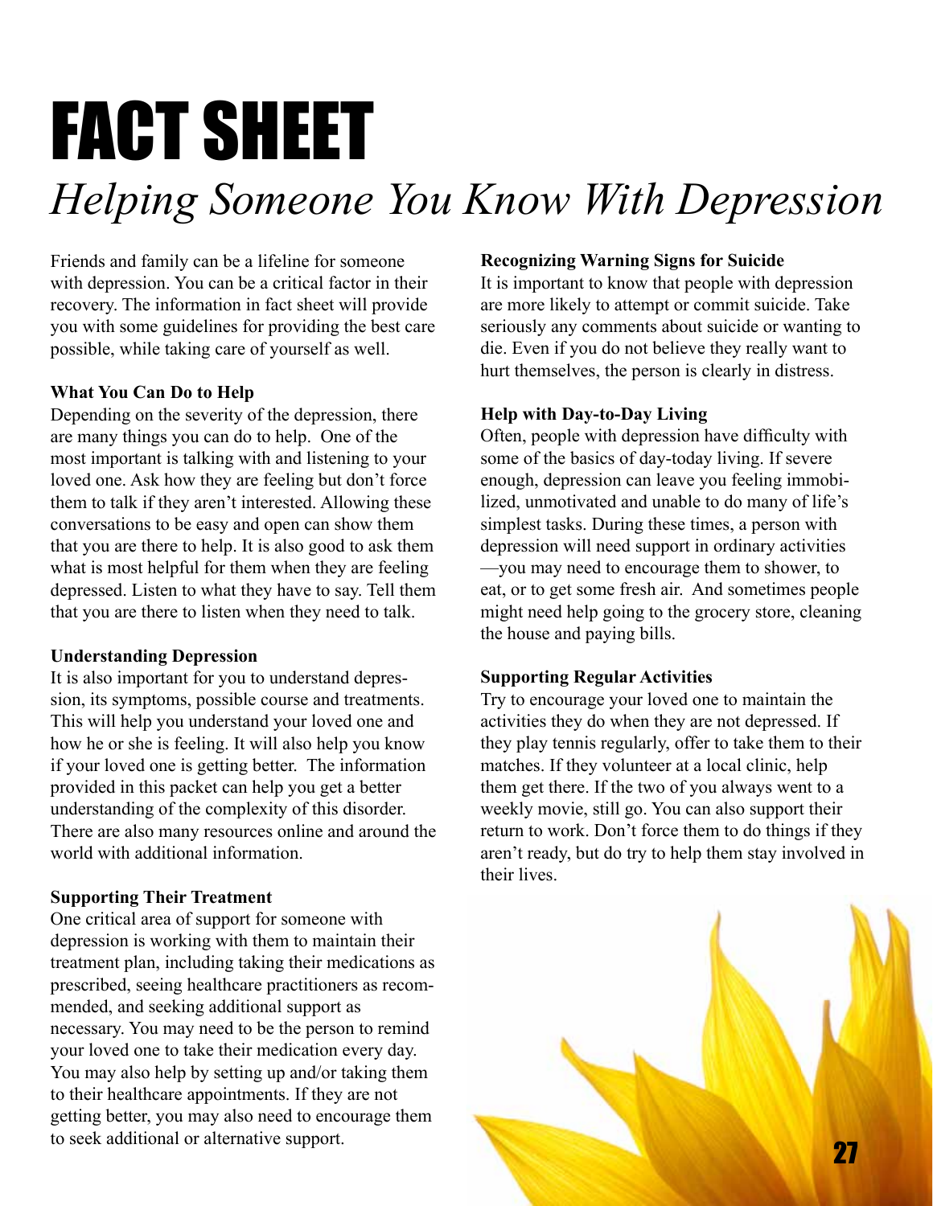# FACT SHEET

## *Helping Someone You Know With Depression*

Friends and family can be a lifeline for someone with depression. You can be a critical factor in their recovery. The information in fact sheet will provide you with some guidelines for providing the best care possible, while taking care of yourself as well.

**What You Can Do to Help**

Depending on the severity of the depression, there are many things you can do to help. One of the most important is talking with and listening to your loved one. Ask how they are feeling but don't force them to talk if they aren't interested. Allowing these conversations to be easy and open can show them that you are there to help. It is also good to ask them what is most helpful for them when they are feeling depressed. Listen to what they have to say. Tell them that you are there to listen when they need to talk.

**Understanding Depression**

It is also important for you to understand depression, its symptoms, possible course and treatments. This will help you understand your loved one and how he or she is feeling. It will also help you know if your loved one is getting better. The information provided in this packet can help you get a better understanding of the complexity of this disorder. There are also many resources online and around the world with additional information.

**Supporting Their Treatment**

One critical area of support for someone with depression is working with them to maintain their treatment plan, including taking their medications as prescribed, seeing healthcare practitioners as recommended, and seeking additional support as necessary. You may need to be the person to remind your loved one to take their medication every day. You may also help by setting up and/or taking them to their healthcare appointments. If they are not getting better, you may also need to encourage them to seek additional or alternative support.

**Recognizing Warning Signs for Suicide**

It is important to know that people with depression are more likely to attempt or commit suicide. Take seriously any comments about suicide or wanting to die. Even if you do not believe they really want to hurt themselves, the person is clearly in distress.

**Help with Day-to-Day Living**

Often, people with depression have difficulty with some of the basics of day-today living. If severe enough, depression can leave you feeling immobilized, unmotivated and unable to do many of life's simplest tasks. During these times, a person with depression will need support in ordinary activities —you may need to encourage them to shower, to eat, or to get some fresh air. And sometimes people might need help going to the grocery store, cleaning the house and paying bills.

**Supporting Regular Activities**

Try to encourage your loved one to maintain the activities they do when they are not depressed. If they play tennis regularly, offer to take them to their matches. If they volunteer at a local clinic, help them get there. If the two of you always went to a weekly movie, still go. You can also support their return to work. Don't force them to do things if they aren't ready, but do try to help them stay involved in their lives.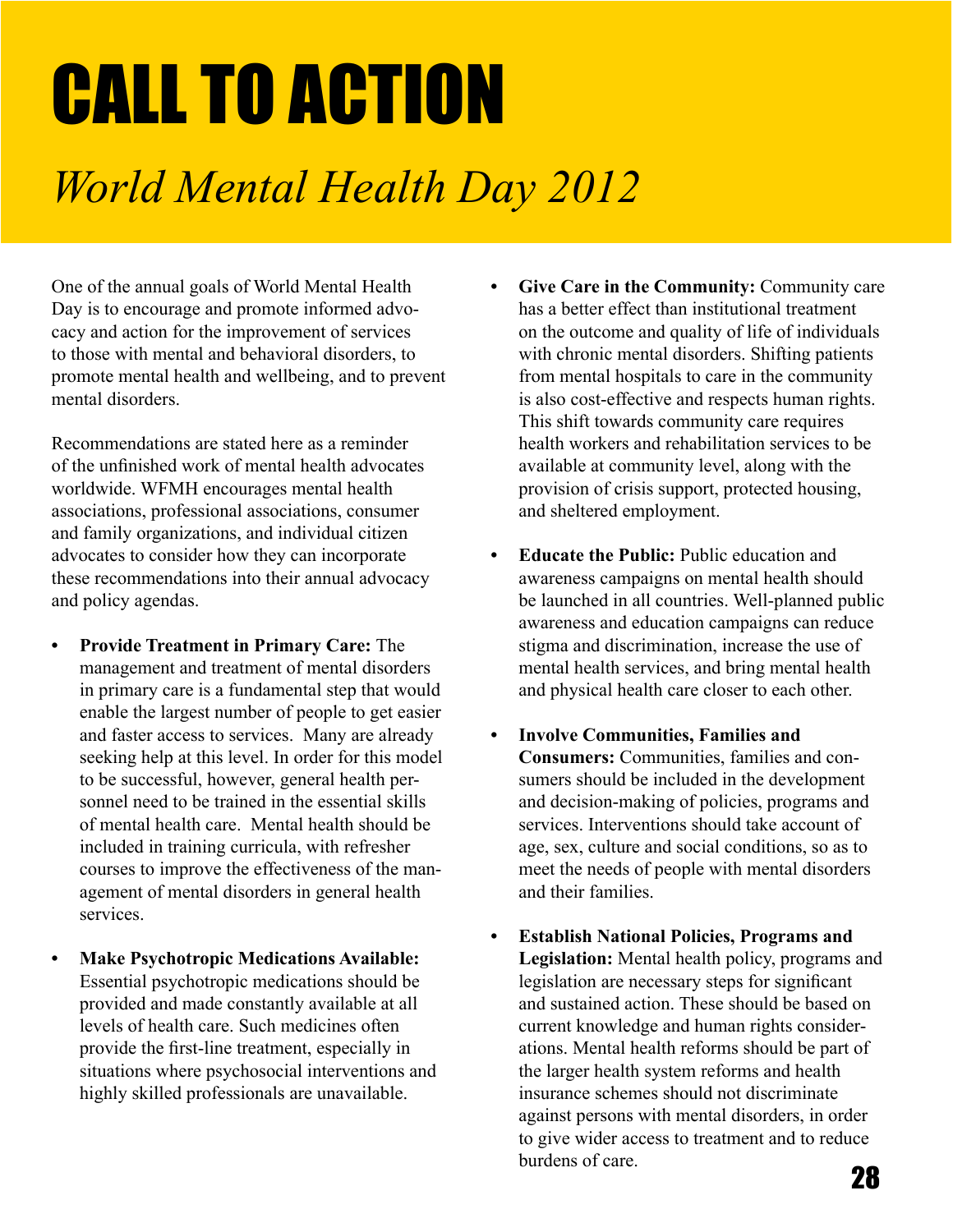# CALL TO ACTION

## *World Mental Health Day 2012*

One of the annual goals of World Mental Health Day is to encourage and promote informed advocacy and action for the improvement of services to those with mental and behavioral disorders, to promote mental health and wellbeing, and to prevent mental disorders.

Recommendations are stated here as a reminder of the unfinished work of mental health advocates worldwide. WFMH encourages mental health associations, professional associations, consumer and family organizations, and individual citizen advocates to consider how they can incorporate these recommendations into their annual advocacy and policy agendas.

- **Provide Treatment in Primary Care:** The management and treatment of mental disorders in primary care is a fundamental step that would enable the largest number of people to get easier and faster access to services. Many are already seeking help at this level. In order for this model to be successful, however, general health personnel need to be trained in the essential skills of mental health care. Mental health should be included in training curricula, with refresher courses to improve the effectiveness of the management of mental disorders in general health services.

- **Make Psychotropic Medications Available:** Essential psychotropic medications should be provided and made constantly available at all levels of health care. Such medicines often provide the first-line treatment, especially in situations where psychosocial interventions and highly skilled professionals are unavailable.

- **Give Care in the Community:** Community care has a better effect than institutional treatment on the outcome and quality of life of individuals with chronic mental disorders. Shifting patients from mental hospitals to care in the community is also cost-effective and respects human rights. This shift towards community care requires health workers and rehabilitation services to be available at community level, along with the provision of crisis support, protected housing, and sheltered employment.

- **Educate the Public:** Public education and awareness campaigns on mental health should be launched in all countries. Well-planned public awareness and education campaigns can reduce stigma and discrimination, increase the use of mental health services, and bring mental health and physical health care closer to each other.

- **Involve Communities, Families and Consumers:** Communities, families and consumers should be included in the development and decision-making of policies, programs and services. Interventions should take account of age, sex, culture and social conditions, so as to meet the needs of people with mental disorders and their families.

- **Establish National Policies, Programs and Legislation:** Mental health policy, programs and legislation are necessary steps for significant and sustained action. These should be based on current knowledge and human rights considerations. Mental health reforms should be part of the larger health system reforms and health insurance schemes should not discriminate against persons with mental disorders, in order to give wider access to treatment and to reduce burdens of care.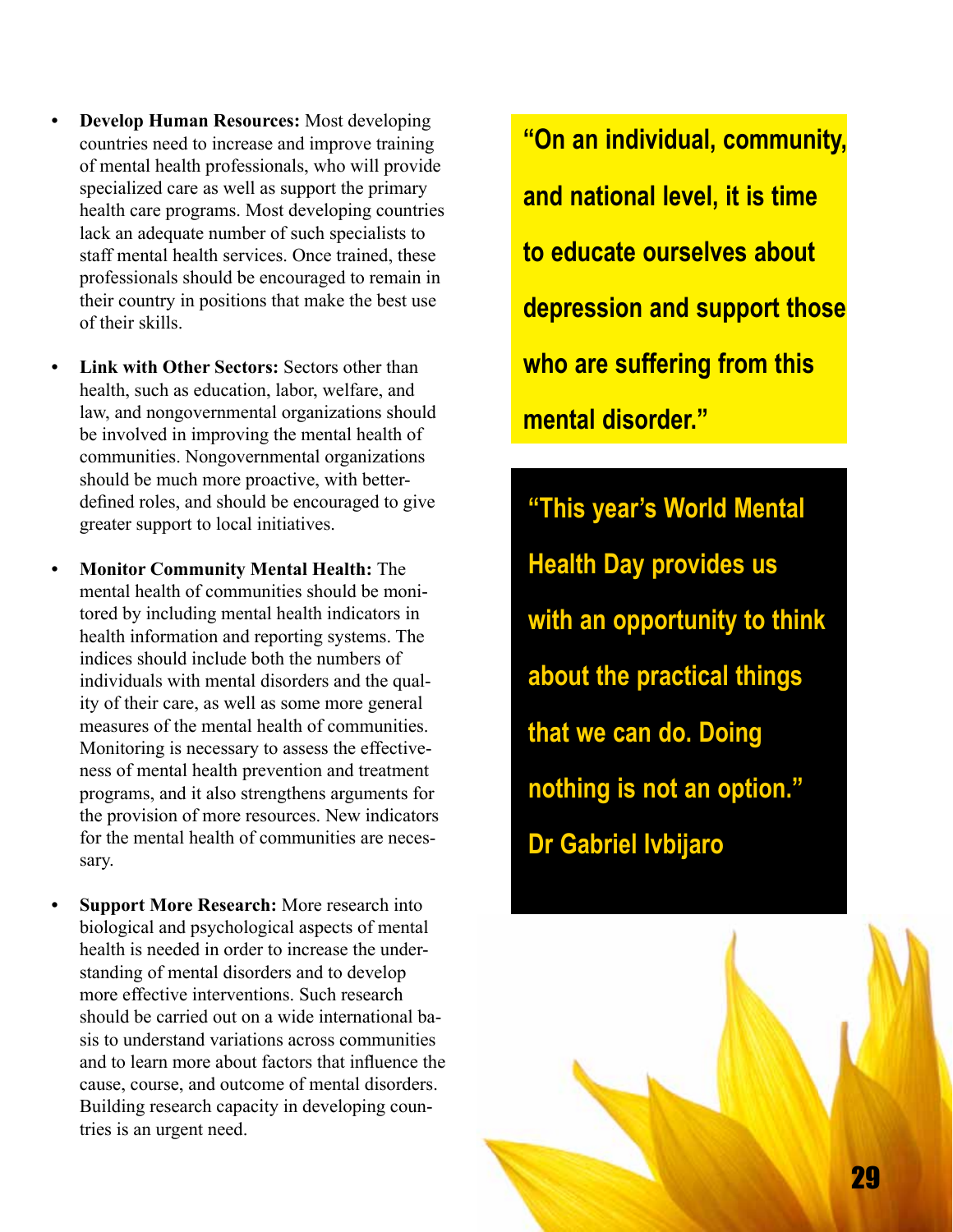- **Develop Human Resources:** Most developing countries need to increase and improve training of mental health professionals, who will provide specialized care as well as support the primary health care programs. Most developing countries lack an adequate number of such specialists to staff mental health services. Once trained, these professionals should be encouraged to remain in their country in positions that make the best use of their skills.

- **Link with Other Sectors:** Sectors other than health, such as education, labor, welfare, and law, and nongovernmental organizations should be involved in improving the mental health of communities. Nongovernmental organizations should be much more proactive, with better-defined roles, and should be encouraged to give greater support to local initiatives.

- **Monitor Community Mental Health:** The mental health of communities should be monitored by including mental health indicators in health information and reporting systems. The indices should include both the numbers of individuals with mental disorders and the quality of their care, as well as some more general measures of the mental health of communities. Monitoring is necessary to assess the effectiveness of mental health prevention and treatment programs, and it also strengthens arguments for the provision of more resources. New indicators for the mental health of communities are necessary.

- **Support More Research:** More research into biological and psychological aspects of mental health is needed in order to increase the understanding of mental disorders and to develop more effective interventions. Such research should be carried out on a wide international basis to understand variations across communities and to learn more about factors that influence the cause, course, and outcome of mental disorders. Building research capacity in developing countries is an urgent need.

**"On an individual, community, and national level, it is time to educate ourselves about depression and support those who are suffering from this mental disorder."**

**"This year's World Mental Health Day provides us with an opportunity to think about the practical things that we can do. Doing nothing is not an option."**
**Dr Gabriel Ivbijaro**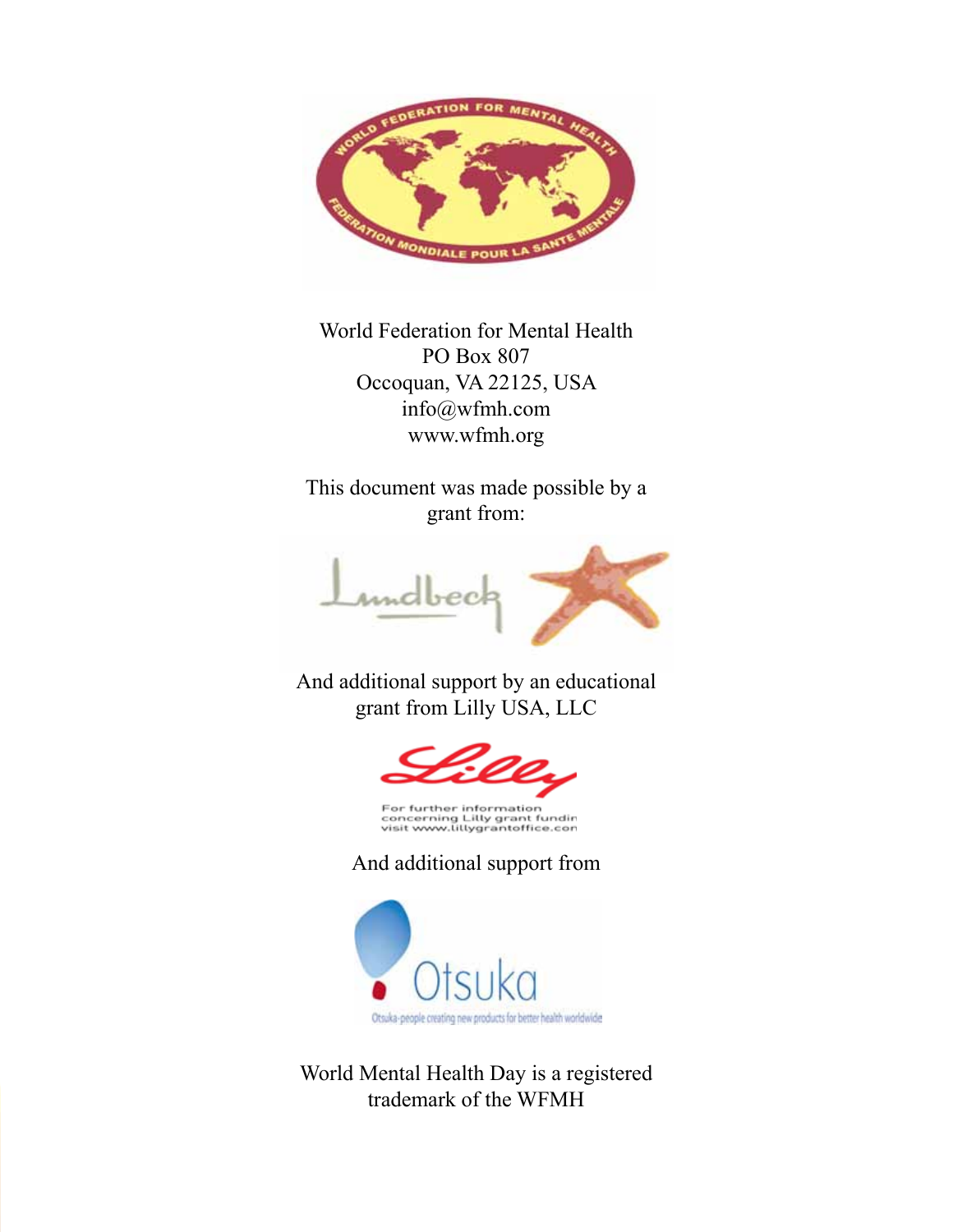World Federation for Mental Health
PO Box 807
Occoquan, VA 22125, USA
info@wfmh.com
www.wfmh.org

This document was made possible by a grant from:

And additional support by an educational grant from Lilly USA, LLC

And additional support from

World Mental Health Day is a registered trademark of the WFMH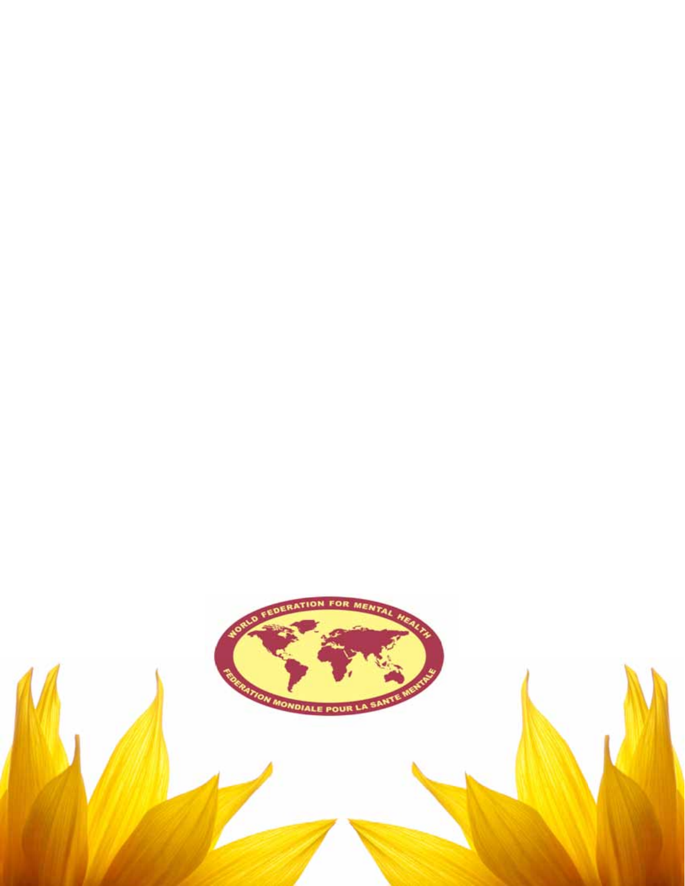WORLD FEDERATION FOR MENTAL HEALTH

FEDERATION MONDIALE POUR LA SANTE MENTALE